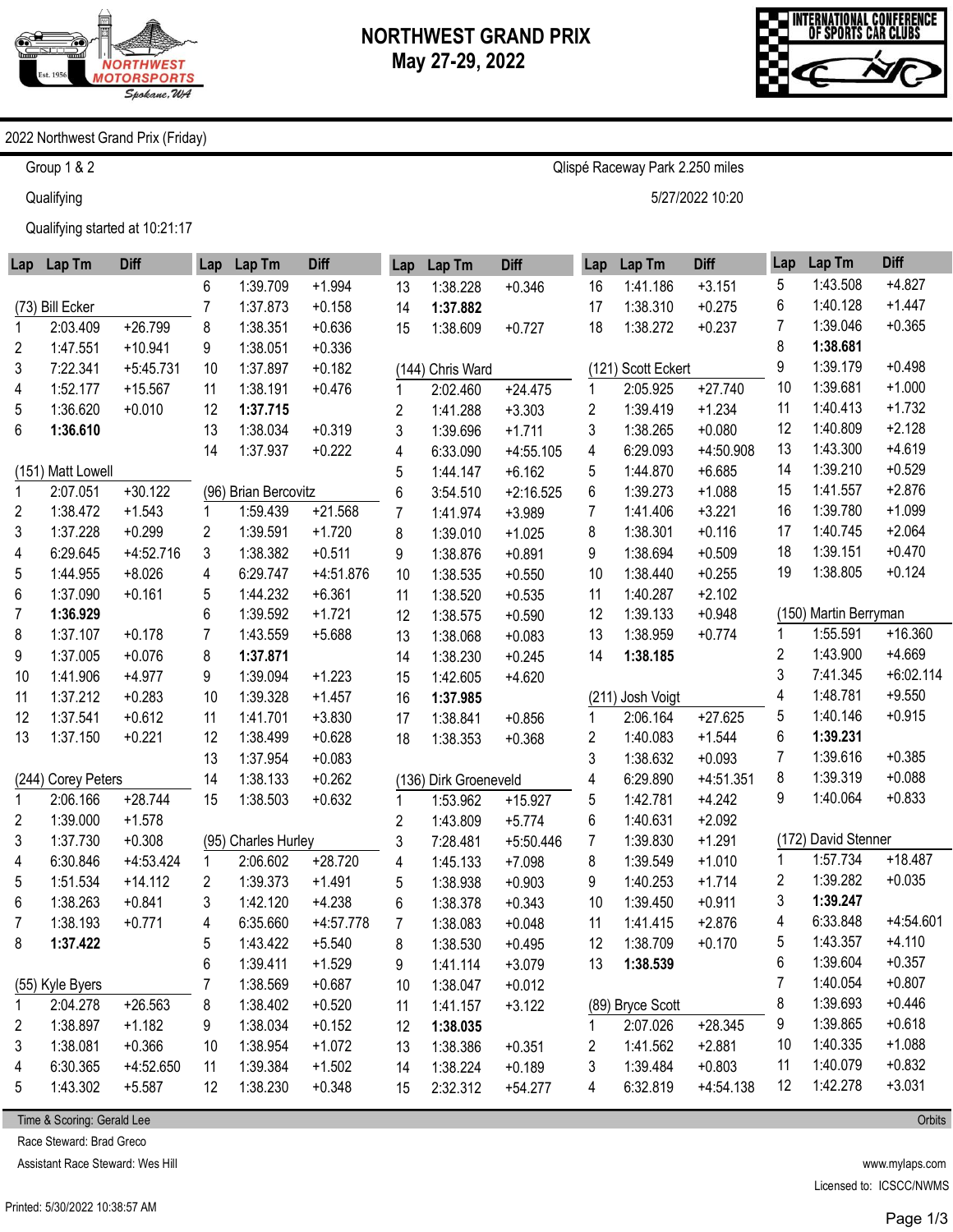# NORTHWEST GRAND PRIX
## May 27-29, 2022

2022 Northwest Grand Prix (Friday)

Group 1 & 2 — Qlispé Raceway Park 2.250 miles

Qualifying — 5/27/2022 10:20

Qualifying started at 10:21:17

### (73) Bill Ecker

| Lap | Lap Tm | Diff |
|---|---|---|
| 1 | 2:03.409 | +26.799 |
| 2 | 1:47.551 | +10.941 |
| 3 | 7:22.341 | +5:45.731 |
| 4 | 1:52.177 | +15.567 |
| 5 | 1:36.620 | +0.010 |
| 6 | **1:36.610** | |

### (151) Matt Lowell

| Lap | Lap Tm | Diff |
|---|---|---|
| 1 | 2:07.051 | +30.122 |
| 2 | 1:38.472 | +1.543 |
| 3 | 1:37.228 | +0.299 |
| 4 | 6:29.645 | +4:52.716 |
| 5 | 1:44.955 | +8.026 |
| 6 | 1:37.090 | +0.161 |
| 7 | **1:36.929** | |
| 8 | 1:37.107 | +0.178 |
| 9 | 1:37.005 | +0.076 |
| 10 | 1:41.906 | +4.977 |
| 11 | 1:37.212 | +0.283 |
| 12 | 1:37.541 | +0.612 |
| 13 | 1:37.150 | +0.221 |

### (244) Corey Peters

| Lap | Lap Tm | Diff |
|---|---|---|
| 1 | 2:06.166 | +28.744 |
| 2 | 1:39.000 | +1.578 |
| 3 | 1:37.730 | +0.308 |
| 4 | 6:30.846 | +4:53.424 |
| 5 | 1:51.534 | +14.112 |
| 6 | 1:38.263 | +0.841 |
| 7 | 1:38.193 | +0.771 |
| 8 | **1:37.422** | |

### (55) Kyle Byers

| Lap | Lap Tm | Diff |
|---|---|---|
| 1 | 2:04.278 | +26.563 |
| 2 | 1:38.897 | +1.182 |
| 3 | 1:38.081 | +0.366 |
| 4 | 6:30.365 | +4:52.650 |
| 5 | 1:43.302 | +5.587 |
| 6 | 1:39.709 | +1.994 |
| 7 | 1:37.873 | +0.158 |
| 8 | 1:38.351 | +0.636 |
| 9 | 1:38.051 | +0.336 |
| 10 | 1:37.897 | +0.182 |
| 11 | 1:38.191 | +0.476 |
| 12 | **1:37.715** | |
| 13 | 1:38.034 | +0.319 |
| 14 | 1:37.937 | +0.222 |

### (96) Brian Bercovitz

| Lap | Lap Tm | Diff |
|---|---|---|
| 1 | 1:59.439 | +21.568 |
| 2 | 1:39.591 | +1.720 |
| 3 | 1:38.382 | +0.511 |
| 4 | 6:29.747 | +4:51.876 |
| 5 | 1:44.232 | +6.361 |
| 6 | 1:39.592 | +1.721 |
| 7 | 1:43.559 | +5.688 |
| 8 | **1:37.871** | |
| 9 | 1:39.094 | +1.223 |
| 10 | 1:39.328 | +1.457 |
| 11 | 1:41.701 | +3.830 |
| 12 | 1:38.499 | +0.628 |
| 13 | 1:37.954 | +0.083 |
| 14 | 1:38.133 | +0.262 |
| 15 | 1:38.503 | +0.632 |

### (95) Charles Hurley

| Lap | Lap Tm | Diff |
|---|---|---|
| 1 | 2:06.602 | +28.720 |
| 2 | 1:39.373 | +1.491 |
| 3 | 1:42.120 | +4.238 |
| 4 | 6:35.660 | +4:57.778 |
| 5 | 1:43.422 | +5.540 |
| 6 | 1:39.411 | +1.529 |
| 7 | 1:38.569 | +0.687 |
| 8 | 1:38.402 | +0.520 |
| 9 | 1:38.034 | +0.152 |
| 10 | 1:38.954 | +1.072 |
| 11 | 1:39.384 | +1.502 |
| 12 | 1:38.230 | +0.348 |
| 13 | 1:38.228 | +0.346 |
| 14 | **1:37.882** | |
| 15 | 1:38.609 | +0.727 |

### (144) Chris Ward

| Lap | Lap Tm | Diff |
|---|---|---|
| 1 | 2:02.460 | +24.475 |
| 2 | 1:41.288 | +3.303 |
| 3 | 1:39.696 | +1.711 |
| 4 | 6:33.090 | +4:55.105 |
| 5 | 1:44.147 | +6.162 |
| 6 | 3:54.510 | +2:16.525 |
| 7 | 1:41.974 | +3.989 |
| 8 | 1:39.010 | +1.025 |
| 9 | 1:38.876 | +0.891 |
| 10 | 1:38.535 | +0.550 |
| 11 | 1:38.520 | +0.535 |
| 12 | 1:38.575 | +0.590 |
| 13 | 1:38.068 | +0.083 |
| 14 | 1:38.230 | +0.245 |
| 15 | 1:42.605 | +4.620 |
| 16 | **1:37.985** | |
| 17 | 1:38.841 | +0.856 |
| 18 | 1:38.353 | +0.368 |

### (136) Dirk Groeneveld

| Lap | Lap Tm | Diff |
|---|---|---|
| 1 | 1:53.962 | +15.927 |
| 2 | 1:43.809 | +5.774 |
| 3 | 7:28.481 | +5:50.446 |
| 4 | 1:45.133 | +7.098 |
| 5 | 1:38.938 | +0.903 |
| 6 | 1:38.378 | +0.343 |
| 7 | 1:38.083 | +0.048 |
| 8 | 1:38.530 | +0.495 |
| 9 | 1:41.114 | +3.079 |
| 10 | 1:38.047 | +0.012 |
| 11 | 1:41.157 | +3.122 |
| 12 | **1:38.035** | |
| 13 | 1:38.386 | +0.351 |
| 14 | 1:38.224 | +0.189 |
| 15 | 2:32.312 | +54.277 |
| 16 | 1:41.186 | +3.151 |
| 17 | 1:38.310 | +0.275 |
| 18 | 1:38.272 | +0.237 |

### (121) Scott Eckert

| Lap | Lap Tm | Diff |
|---|---|---|
| 1 | 2:05.925 | +27.740 |
| 2 | 1:39.419 | +1.234 |
| 3 | 1:38.265 | +0.080 |
| 4 | 6:29.093 | +4:50.908 |
| 5 | 1:44.870 | +6.685 |
| 6 | 1:39.273 | +1.088 |
| 7 | 1:41.406 | +3.221 |
| 8 | 1:38.301 | +0.116 |
| 9 | 1:38.694 | +0.509 |
| 10 | 1:38.440 | +0.255 |
| 11 | 1:40.287 | +2.102 |
| 12 | 1:39.133 | +0.948 |
| 13 | 1:38.959 | +0.774 |
| 14 | **1:38.185** | |

### (211) Josh Voigt

| Lap | Lap Tm | Diff |
|---|---|---|
| 1 | 2:06.164 | +27.625 |
| 2 | 1:40.083 | +1.544 |
| 3 | 1:38.632 | +0.093 |
| 4 | 6:29.890 | +4:51.351 |
| 5 | 1:42.781 | +4.242 |
| 6 | 1:40.631 | +2.092 |
| 7 | 1:39.830 | +1.291 |
| 8 | 1:39.549 | +1.010 |
| 9 | 1:40.253 | +1.714 |
| 10 | 1:39.450 | +0.911 |
| 11 | 1:41.415 | +2.876 |
| 12 | 1:38.709 | +0.170 |
| 13 | **1:38.539** | |

### (89) Bryce Scott

| Lap | Lap Tm | Diff |
|---|---|---|
| 1 | 2:07.026 | +28.345 |
| 2 | 1:41.562 | +2.881 |
| 3 | 1:39.484 | +0.803 |
| 4 | 6:32.819 | +4:54.138 |
| 5 | 1:43.508 | +4.827 |
| 6 | 1:40.128 | +1.447 |
| 7 | 1:39.046 | +0.365 |
| 8 | **1:38.681** | |
| 9 | 1:39.179 | +0.498 |
| 10 | 1:39.681 | +1.000 |
| 11 | 1:40.413 | +1.732 |
| 12 | 1:40.809 | +2.128 |
| 13 | 1:43.300 | +4.619 |
| 14 | 1:39.210 | +0.529 |
| 15 | 1:41.557 | +2.876 |
| 16 | 1:39.780 | +1.099 |
| 17 | 1:40.745 | +2.064 |
| 18 | 1:39.151 | +0.470 |
| 19 | 1:38.805 | +0.124 |

### (150) Martin Berryman

| Lap | Lap Tm | Diff |
|---|---|---|
| 1 | 1:55.591 | +16.360 |
| 2 | 1:43.900 | +4.669 |
| 3 | 7:41.345 | +6:02.114 |
| 4 | 1:48.781 | +9.550 |
| 5 | 1:40.146 | +0.915 |
| 6 | **1:39.231** | |
| 7 | 1:39.616 | +0.385 |
| 8 | 1:39.319 | +0.088 |
| 9 | 1:40.064 | +0.833 |

### (172) David Stenner

| Lap | Lap Tm | Diff |
|---|---|---|
| 1 | 1:57.734 | +18.487 |
| 2 | 1:39.282 | +0.035 |
| 3 | **1:39.247** | |
| 4 | 6:33.848 | +4:54.601 |
| 5 | 1:43.357 | +4.110 |
| 6 | 1:39.604 | +0.357 |
| 7 | 1:40.054 | +0.807 |
| 8 | 1:39.693 | +0.446 |
| 9 | 1:39.865 | +0.618 |
| 10 | 1:40.335 | +1.088 |
| 11 | 1:40.079 | +0.832 |
| 12 | 1:42.278 | +3.031 |

Time & Scoring: Gerald Lee — Orbits

Race Steward: Brad Greco

Assistant Race Steward: Wes Hill

www.mylaps.com

Licensed to: ICSCC/NWMS

Printed: 5/30/2022 10:38:57 AM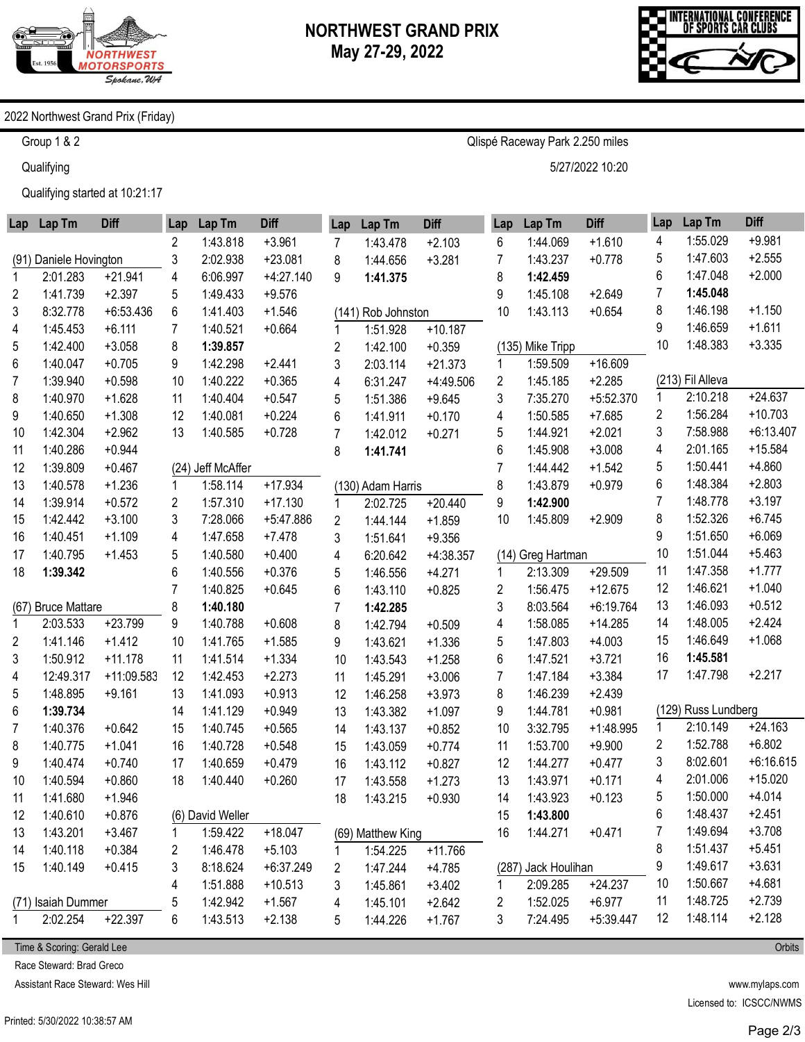# NORTHWEST GRAND PRIX

**May 27-29, 2022**

2022 Northwest Grand Prix (Friday)

Group 1 & 2 — Qlispé Raceway Park 2.250 miles

Qualifying — 5/27/2022 10:20

Qualifying started at 10:21:17

### (91) Daniele Hovington

| Lap | Lap Tm | Diff |
|---|---|---|
| 1 | 2:01.283 | +21.941 |
| 2 | 1:41.739 | +2.397 |
| 3 | 8:32.778 | +6:53.436 |
| 4 | 1:45.453 | +6.111 |
| 5 | 1:42.400 | +3.058 |
| 6 | 1:40.047 | +0.705 |
| 7 | 1:39.940 | +0.598 |
| 8 | 1:40.970 | +1.628 |
| 9 | 1:40.650 | +1.308 |
| 10 | 1:42.304 | +2.962 |
| 11 | 1:40.286 | +0.944 |
| 12 | 1:39.809 | +0.467 |
| 13 | 1:40.578 | +1.236 |
| 14 | 1:39.914 | +0.572 |
| 15 | 1:42.442 | +3.100 |
| 16 | 1:40.451 | +1.109 |
| 17 | 1:40.795 | +1.453 |
| 18 | **1:39.342** | |

### (67) Bruce Mattare

| Lap | Lap Tm | Diff |
|---|---|---|
| 1 | 2:03.533 | +23.799 |
| 2 | 1:41.146 | +1.412 |
| 3 | 1:50.912 | +11.178 |
| 4 | 12:49.317 | +11:09.583 |
| 5 | 1:48.895 | +9.161 |
| 6 | **1:39.734** | |
| 7 | 1:40.376 | +0.642 |
| 8 | 1:40.775 | +1.041 |
| 9 | 1:40.474 | +0.740 |
| 10 | 1:40.594 | +0.860 |
| 11 | 1:41.680 | +1.946 |
| 12 | 1:40.610 | +0.876 |
| 13 | 1:43.201 | +3.467 |
| 14 | 1:40.118 | +0.384 |
| 15 | 1:40.149 | +0.415 |

### (71) Isaiah Dummer

| Lap | Lap Tm | Diff |
|---|---|---|
| 1 | 2:02.254 | +22.397 |
| 2 | 1:43.818 | +3.961 |
| 3 | 2:02.938 | +23.081 |
| 4 | 6:06.997 | +4:27.140 |
| 5 | 1:49.433 | +9.576 |
| 6 | 1:41.403 | +1.546 |
| 7 | 1:40.521 | +0.664 |
| 8 | **1:39.857** | |
| 9 | 1:42.298 | +2.441 |
| 10 | 1:40.222 | +0.365 |
| 11 | 1:40.404 | +0.547 |
| 12 | 1:40.081 | +0.224 |
| 13 | 1:40.585 | +0.728 |

### (24) Jeff McAffer

| Lap | Lap Tm | Diff |
|---|---|---|
| 1 | 1:58.114 | +17.934 |
| 2 | 1:57.310 | +17.130 |
| 3 | 7:28.066 | +5:47.886 |
| 4 | 1:47.658 | +7.478 |
| 5 | 1:40.580 | +0.400 |
| 6 | 1:40.556 | +0.376 |
| 7 | 1:40.825 | +0.645 |
| 8 | **1:40.180** | |
| 9 | 1:40.788 | +0.608 |
| 10 | 1:41.765 | +1.585 |
| 11 | 1:41.514 | +1.334 |
| 12 | 1:42.453 | +2.273 |
| 13 | 1:41.093 | +0.913 |
| 14 | 1:41.129 | +0.949 |
| 15 | 1:40.745 | +0.565 |
| 16 | 1:40.728 | +0.548 |
| 17 | 1:40.659 | +0.479 |
| 18 | 1:40.440 | +0.260 |

### (6) David Weller

| Lap | Lap Tm | Diff |
|---|---|---|
| 1 | 1:59.422 | +18.047 |
| 2 | 1:46.478 | +5.103 |
| 3 | 8:18.624 | +6:37.249 |
| 4 | 1:51.888 | +10.513 |
| 5 | 1:42.942 | +1.567 |
| 6 | 1:43.513 | +2.138 |
| 7 | 1:43.478 | +2.103 |
| 8 | 1:44.656 | +3.281 |
| 9 | **1:41.375** | |

### (141) Rob Johnston

| Lap | Lap Tm | Diff |
|---|---|---|
| 1 | 1:51.928 | +10.187 |
| 2 | 1:42.100 | +0.359 |
| 3 | 2:03.114 | +21.373 |
| 4 | 6:31.247 | +4:49.506 |
| 5 | 1:51.386 | +9.645 |
| 6 | 1:41.911 | +0.170 |
| 7 | 1:42.012 | +0.271 |
| 8 | **1:41.741** | |

### (130) Adam Harris

| Lap | Lap Tm | Diff |
|---|---|---|
| 1 | 2:02.725 | +20.440 |
| 2 | 1:44.144 | +1.859 |
| 3 | 1:51.641 | +9.356 |
| 4 | 6:20.642 | +4:38.357 |
| 5 | 1:46.556 | +4.271 |
| 6 | 1:43.110 | +0.825 |
| 7 | **1:42.285** | |
| 8 | 1:42.794 | +0.509 |
| 9 | 1:43.621 | +1.336 |
| 10 | 1:43.543 | +1.258 |
| 11 | 1:45.291 | +3.006 |
| 12 | 1:46.258 | +3.973 |
| 13 | 1:43.382 | +1.097 |
| 14 | 1:43.137 | +0.852 |
| 15 | 1:43.059 | +0.774 |
| 16 | 1:43.112 | +0.827 |
| 17 | 1:43.558 | +1.273 |
| 18 | 1:43.215 | +0.930 |

### (69) Matthew King

| Lap | Lap Tm | Diff |
|---|---|---|
| 1 | 1:54.225 | +11.766 |
| 2 | 1:47.244 | +4.785 |
| 3 | 1:45.861 | +3.402 |
| 4 | 1:45.101 | +2.642 |
| 5 | 1:44.226 | +1.767 |
| 6 | 1:44.069 | +1.610 |
| 7 | 1:43.237 | +0.778 |
| 8 | **1:42.459** | |
| 9 | 1:45.108 | +2.649 |
| 10 | 1:43.113 | +0.654 |

### (135) Mike Tripp

| Lap | Lap Tm | Diff |
|---|---|---|
| 1 | 1:59.509 | +16.609 |
| 2 | 1:45.185 | +2.285 |
| 3 | 7:35.270 | +5:52.370 |
| 4 | 1:50.585 | +7.685 |
| 5 | 1:44.921 | +2.021 |
| 6 | 1:45.908 | +3.008 |
| 7 | 1:44.442 | +1.542 |
| 8 | 1:43.879 | +0.979 |
| 9 | **1:42.900** | |
| 10 | 1:45.809 | +2.909 |

### (14) Greg Hartman

| Lap | Lap Tm | Diff |
|---|---|---|
| 1 | 2:13.309 | +29.509 |
| 2 | 1:56.475 | +12.675 |
| 3 | 8:03.564 | +6:19.764 |
| 4 | 1:58.085 | +14.285 |
| 5 | 1:47.803 | +4.003 |
| 6 | 1:47.521 | +3.721 |
| 7 | 1:47.184 | +3.384 |
| 8 | 1:46.239 | +2.439 |
| 9 | 1:44.781 | +0.981 |
| 10 | 3:32.795 | +1:48.995 |
| 11 | 1:53.700 | +9.900 |
| 12 | 1:44.277 | +0.477 |
| 13 | 1:43.971 | +0.171 |
| 14 | 1:43.923 | +0.123 |
| 15 | **1:43.800** | |
| 16 | 1:44.271 | +0.471 |

### (287) Jack Houlihan

| Lap | Lap Tm | Diff |
|---|---|---|
| 1 | 2:09.285 | +24.237 |
| 2 | 1:52.025 | +6.977 |
| 3 | 7:24.495 | +5:39.447 |
| 4 | 1:55.029 | +9.981 |
| 5 | 1:47.603 | +2.555 |
| 6 | 1:47.048 | +2.000 |
| 7 | **1:45.048** | |
| 8 | 1:46.198 | +1.150 |
| 9 | 1:46.659 | +1.611 |
| 10 | 1:48.383 | +3.335 |

### (213) Fil Alleva

| Lap | Lap Tm | Diff |
|---|---|---|
| 1 | 2:10.218 | +24.637 |
| 2 | 1:56.284 | +10.703 |
| 3 | 7:58.988 | +6:13.407 |
| 4 | 2:01.165 | +15.584 |
| 5 | 1:50.441 | +4.860 |
| 6 | 1:48.384 | +2.803 |
| 7 | 1:48.778 | +3.197 |
| 8 | 1:52.326 | +6.745 |
| 9 | 1:51.650 | +6.069 |
| 10 | 1:51.044 | +5.463 |
| 11 | 1:47.358 | +1.777 |
| 12 | 1:46.621 | +1.040 |
| 13 | 1:46.093 | +0.512 |
| 14 | 1:48.005 | +2.424 |
| 15 | 1:46.649 | +1.068 |
| 16 | **1:45.581** | |
| 17 | 1:47.798 | +2.217 |

### (129) Russ Lundberg

| Lap | Lap Tm | Diff |
|---|---|---|
| 1 | 2:10.149 | +24.163 |
| 2 | 1:52.788 | +6.802 |
| 3 | 8:02.601 | +6:16.615 |
| 4 | 2:01.006 | +15.020 |
| 5 | 1:50.000 | +4.014 |
| 6 | 1:48.437 | +2.451 |
| 7 | 1:49.694 | +3.708 |
| 8 | 1:51.437 | +5.451 |
| 9 | 1:49.617 | +3.631 |
| 10 | 1:50.667 | +4.681 |
| 11 | 1:48.725 | +2.739 |
| 12 | 1:48.114 | +2.128 |

Time & Scoring: Gerald Lee — Orbits

Race Steward: Brad Greco

Assistant Race Steward: Wes Hill

www.mylaps.com

Licensed to: ICSCC/NWMS

Printed: 5/30/2022 10:38:57 AM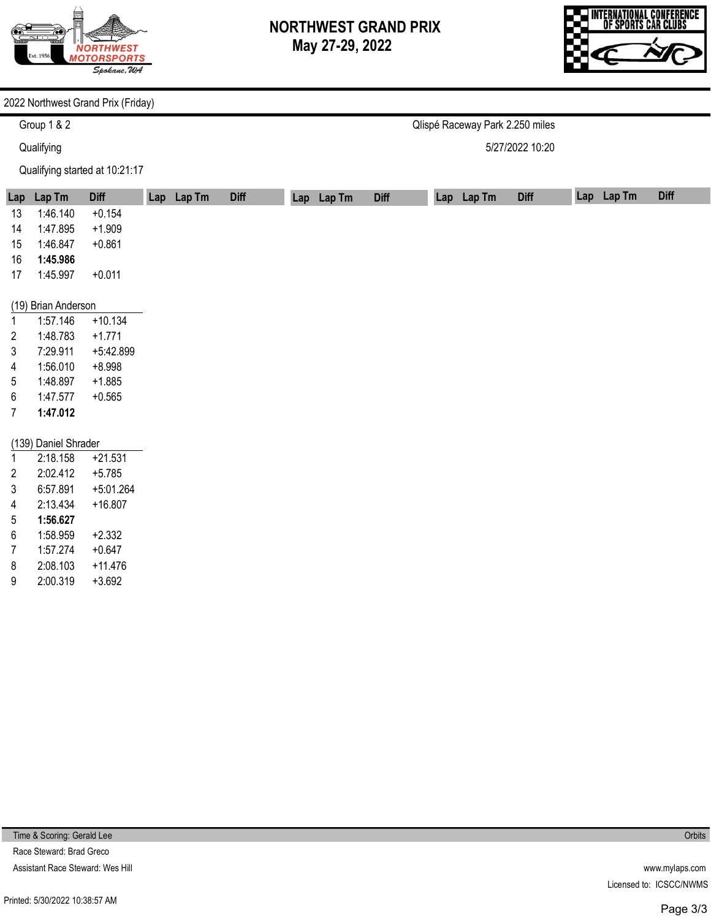# NORTHWEST GRAND PRIX
## May 27-29, 2022

2022 Northwest Grand Prix (Friday)

Group 1 & 2

Qualifying

Qualifying started at 10:21:17

Qlispé Raceway Park 2.250 miles

5/27/2022 10:20

| Lap | Lap Tm | Diff |
|---|---|---|
| 13 | 1:46.140 | +0.154 |
| 14 | 1:47.895 | +1.909 |
| 15 | 1:46.847 | +0.861 |
| 16 | **1:45.986** | |
| 17 | 1:45.997 | +0.011 |

(19) Brian Anderson

| Lap | Lap Tm | Diff |
|---|---|---|
| 1 | 1:57.146 | +10.134 |
| 2 | 1:48.783 | +1.771 |
| 3 | 7:29.911 | +5:42.899 |
| 4 | 1:56.010 | +8.998 |
| 5 | 1:48.897 | +1.885 |
| 6 | 1:47.577 | +0.565 |
| 7 | **1:47.012** | |

(139) Daniel Shrader

| Lap | Lap Tm | Diff |
|---|---|---|
| 1 | 2:18.158 | +21.531 |
| 2 | 2:02.412 | +5.785 |
| 3 | 6:57.891 | +5:01.264 |
| 4 | 2:13.434 | +16.807 |
| 5 | **1:56.627** | |
| 6 | 1:58.959 | +2.332 |
| 7 | 1:57.274 | +0.647 |
| 8 | 2:08.103 | +11.476 |
| 9 | 2:00.319 | +3.692 |

Time & Scoring: Gerald Lee

Race Steward: Brad Greco

Assistant Race Steward: Wes Hill

Orbits

www.mylaps.com

Licensed to: ICSCC/NWMS

Printed: 5/30/2022 10:38:57 AM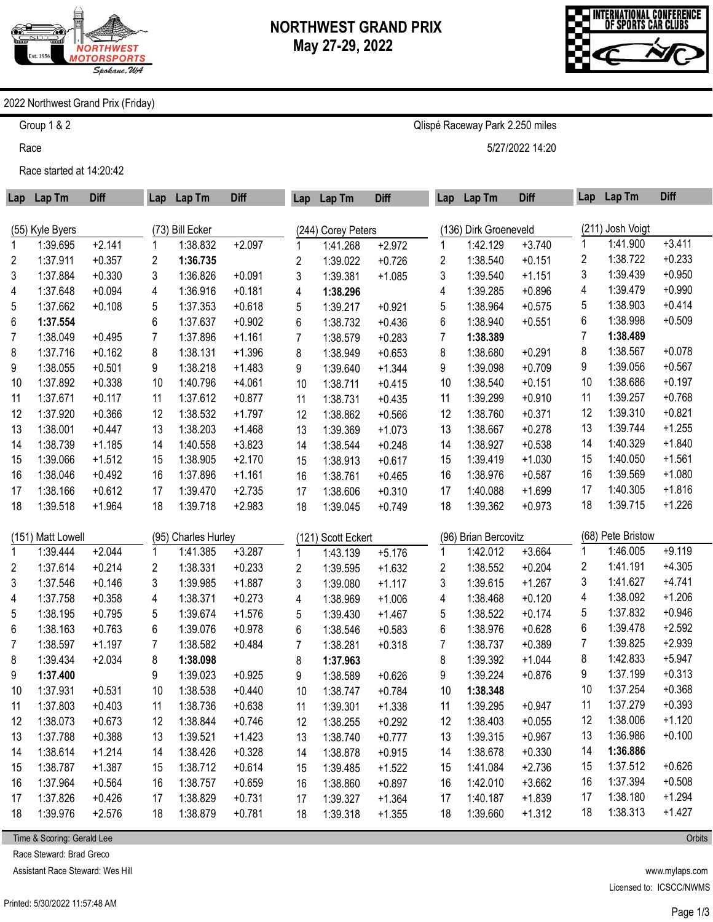# NORTHWEST GRAND PRIX
## May 27-29, 2022

2022 Northwest Grand Prix (Friday)

Group 1 & 2 — Qlispé Raceway Park 2.250 miles

Race — 5/27/2022 14:20

Race started at 14:20:42

### (55) Kyle Byers

| Lap | Lap Tm | Diff |
|---|---|---|
| 1 | 1:39.695 | +2.141 |
| 2 | 1:37.911 | +0.357 |
| 3 | 1:37.884 | +0.330 |
| 4 | 1:37.648 | +0.094 |
| 5 | 1:37.662 | +0.108 |
| 6 | **1:37.554** | |
| 7 | 1:38.049 | +0.495 |
| 8 | 1:37.716 | +0.162 |
| 9 | 1:38.055 | +0.501 |
| 10 | 1:37.892 | +0.338 |
| 11 | 1:37.671 | +0.117 |
| 12 | 1:37.920 | +0.366 |
| 13 | 1:38.001 | +0.447 |
| 14 | 1:38.739 | +1.185 |
| 15 | 1:39.066 | +1.512 |
| 16 | 1:38.046 | +0.492 |
| 17 | 1:38.166 | +0.612 |
| 18 | 1:39.518 | +1.964 |

### (73) Bill Ecker

| Lap | Lap Tm | Diff |
|---|---|---|
| 1 | 1:38.832 | +2.097 |
| 2 | **1:36.735** | |
| 3 | 1:36.826 | +0.091 |
| 4 | 1:36.916 | +0.181 |
| 5 | 1:37.353 | +0.618 |
| 6 | 1:37.637 | +0.902 |
| 7 | 1:37.896 | +1.161 |
| 8 | 1:38.131 | +1.396 |
| 9 | 1:38.218 | +1.483 |
| 10 | 1:40.796 | +4.061 |
| 11 | 1:37.612 | +0.877 |
| 12 | 1:38.532 | +1.797 |
| 13 | 1:38.203 | +1.468 |
| 14 | 1:40.558 | +3.823 |
| 15 | 1:38.905 | +2.170 |
| 16 | 1:37.896 | +1.161 |
| 17 | 1:39.470 | +2.735 |
| 18 | 1:39.718 | +2.983 |

### (244) Corey Peters

| Lap | Lap Tm | Diff |
|---|---|---|
| 1 | 1:41.268 | +2.972 |
| 2 | 1:39.022 | +0.726 |
| 3 | 1:39.381 | +1.085 |
| 4 | **1:38.296** | |
| 5 | 1:39.217 | +0.921 |
| 6 | 1:38.732 | +0.436 |
| 7 | 1:38.579 | +0.283 |
| 8 | 1:38.949 | +0.653 |
| 9 | 1:39.640 | +1.344 |
| 10 | 1:38.711 | +0.415 |
| 11 | 1:38.731 | +0.435 |
| 12 | 1:38.862 | +0.566 |
| 13 | 1:39.369 | +1.073 |
| 14 | 1:38.544 | +0.248 |
| 15 | 1:38.913 | +0.617 |
| 16 | 1:38.761 | +0.465 |
| 17 | 1:38.606 | +0.310 |
| 18 | 1:39.045 | +0.749 |

### (136) Dirk Groeneveld

| Lap | Lap Tm | Diff |
|---|---|---|
| 1 | 1:42.129 | +3.740 |
| 2 | 1:38.540 | +0.151 |
| 3 | 1:39.540 | +1.151 |
| 4 | 1:39.285 | +0.896 |
| 5 | 1:38.964 | +0.575 |
| 6 | 1:38.940 | +0.551 |
| 7 | **1:38.389** | |
| 8 | 1:38.680 | +0.291 |
| 9 | 1:39.098 | +0.709 |
| 10 | 1:38.540 | +0.151 |
| 11 | 1:39.299 | +0.910 |
| 12 | 1:38.760 | +0.371 |
| 13 | 1:38.667 | +0.278 |
| 14 | 1:38.927 | +0.538 |
| 15 | 1:39.419 | +1.030 |
| 16 | 1:38.976 | +0.587 |
| 17 | 1:40.088 | +1.699 |
| 18 | 1:39.362 | +0.973 |

### (211) Josh Voigt

| Lap | Lap Tm | Diff |
|---|---|---|
| 1 | 1:41.900 | +3.411 |
| 2 | 1:38.722 | +0.233 |
| 3 | 1:39.439 | +0.950 |
| 4 | 1:39.479 | +0.990 |
| 5 | 1:38.903 | +0.414 |
| 6 | 1:38.998 | +0.509 |
| 7 | **1:38.489** | |
| 8 | 1:38.567 | +0.078 |
| 9 | 1:39.056 | +0.567 |
| 10 | 1:38.686 | +0.197 |
| 11 | 1:39.257 | +0.768 |
| 12 | 1:39.310 | +0.821 |
| 13 | 1:39.744 | +1.255 |
| 14 | 1:40.329 | +1.840 |
| 15 | 1:40.050 | +1.561 |
| 16 | 1:39.569 | +1.080 |
| 17 | 1:40.305 | +1.816 |
| 18 | 1:39.715 | +1.226 |

### (151) Matt Lowell

| Lap | Lap Tm | Diff |
|---|---|---|
| 1 | 1:39.444 | +2.044 |
| 2 | 1:37.614 | +0.214 |
| 3 | 1:37.546 | +0.146 |
| 4 | 1:37.758 | +0.358 |
| 5 | 1:38.195 | +0.795 |
| 6 | 1:38.163 | +0.763 |
| 7 | 1:38.597 | +1.197 |
| 8 | 1:39.434 | +2.034 |
| 9 | **1:37.400** | |
| 10 | 1:37.931 | +0.531 |
| 11 | 1:37.803 | +0.403 |
| 12 | 1:38.073 | +0.673 |
| 13 | 1:37.788 | +0.388 |
| 14 | 1:38.614 | +1.214 |
| 15 | 1:38.787 | +1.387 |
| 16 | 1:37.964 | +0.564 |
| 17 | 1:37.826 | +0.426 |
| 18 | 1:39.976 | +2.576 |

### (95) Charles Hurley

| Lap | Lap Tm | Diff |
|---|---|---|
| 1 | 1:41.385 | +3.287 |
| 2 | 1:38.331 | +0.233 |
| 3 | 1:39.985 | +1.887 |
| 4 | 1:38.371 | +0.273 |
| 5 | 1:39.674 | +1.576 |
| 6 | 1:39.076 | +0.978 |
| 7 | 1:38.582 | +0.484 |
| 8 | **1:38.098** | |
| 9 | 1:39.023 | +0.925 |
| 10 | 1:38.538 | +0.440 |
| 11 | 1:38.736 | +0.638 |
| 12 | 1:38.844 | +0.746 |
| 13 | 1:39.521 | +1.423 |
| 14 | 1:38.426 | +0.328 |
| 15 | 1:38.712 | +0.614 |
| 16 | 1:38.757 | +0.659 |
| 17 | 1:38.829 | +0.731 |
| 18 | 1:38.879 | +0.781 |

### (121) Scott Eckert

| Lap | Lap Tm | Diff |
|---|---|---|
| 1 | 1:43.139 | +5.176 |
| 2 | 1:39.595 | +1.632 |
| 3 | 1:39.080 | +1.117 |
| 4 | 1:38.969 | +1.006 |
| 5 | 1:39.430 | +1.467 |
| 6 | 1:38.546 | +0.583 |
| 7 | 1:38.281 | +0.318 |
| 8 | **1:37.963** | |
| 9 | 1:38.589 | +0.626 |
| 10 | 1:38.747 | +0.784 |
| 11 | 1:39.301 | +1.338 |
| 12 | 1:38.255 | +0.292 |
| 13 | 1:38.740 | +0.777 |
| 14 | 1:38.878 | +0.915 |
| 15 | 1:39.485 | +1.522 |
| 16 | 1:38.860 | +0.897 |
| 17 | 1:39.327 | +1.364 |
| 18 | 1:39.318 | +1.355 |

### (96) Brian Bercovitz

| Lap | Lap Tm | Diff |
|---|---|---|
| 1 | 1:42.012 | +3.664 |
| 2 | 1:38.552 | +0.204 |
| 3 | 1:39.615 | +1.267 |
| 4 | 1:38.468 | +0.120 |
| 5 | 1:38.522 | +0.174 |
| 6 | 1:38.976 | +0.628 |
| 7 | 1:38.737 | +0.389 |
| 8 | 1:39.392 | +1.044 |
| 9 | 1:39.224 | +0.876 |
| 10 | **1:38.348** | |
| 11 | 1:39.295 | +0.947 |
| 12 | 1:38.403 | +0.055 |
| 13 | 1:39.315 | +0.967 |
| 14 | 1:38.678 | +0.330 |
| 15 | 1:41.084 | +2.736 |
| 16 | 1:42.010 | +3.662 |
| 17 | 1:40.187 | +1.839 |
| 18 | 1:39.660 | +1.312 |

### (68) Pete Bristow

| Lap | Lap Tm | Diff |
|---|---|---|
| 1 | 1:46.005 | +9.119 |
| 2 | 1:41.191 | +4.305 |
| 3 | 1:41.627 | +4.741 |
| 4 | 1:38.092 | +1.206 |
| 5 | 1:37.832 | +0.946 |
| 6 | 1:39.478 | +2.592 |
| 7 | 1:39.825 | +2.939 |
| 8 | 1:42.833 | +5.947 |
| 9 | 1:37.199 | +0.313 |
| 10 | 1:37.254 | +0.368 |
| 11 | 1:37.279 | +0.393 |
| 12 | 1:38.006 | +1.120 |
| 13 | 1:36.986 | +0.100 |
| 14 | **1:36.886** | |
| 15 | 1:37.512 | +0.626 |
| 16 | 1:37.394 | +0.508 |
| 17 | 1:38.180 | +1.294 |
| 18 | 1:38.313 | +1.427 |

Time & Scoring: Gerald Lee

Race Steward: Brad Greco

Assistant Race Steward: Wes Hill

Orbits

www.mylaps.com

Licensed to: ICSCC/NWMS

Printed: 5/30/2022 11:57:48 AM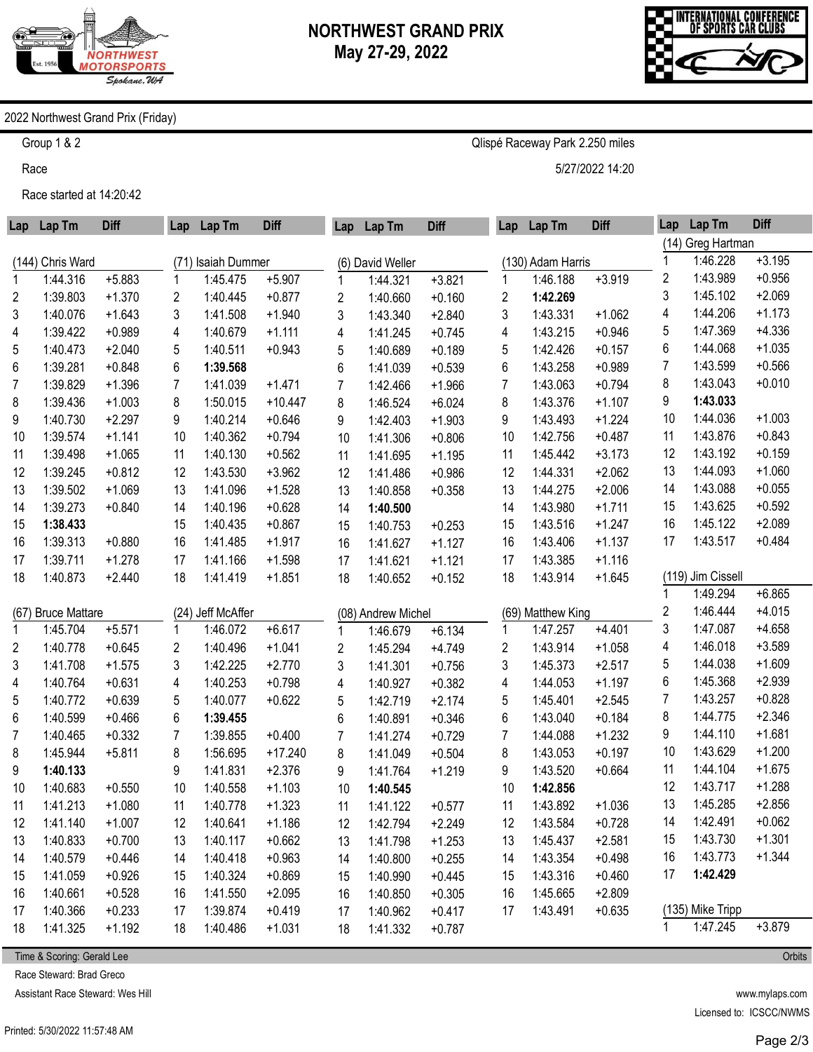# NORTHWEST GRAND PRIX
## May 27-29, 2022

2022 Northwest Grand Prix (Friday)

Group 1 & 2

Race

Race started at 14:20:42

Qlispé Raceway Park 2.250 miles

5/27/2022 14:20

### (144) Chris Ward

| Lap | Lap Tm | Diff |
|---|---|---|
| 1 | 1:44.316 | +5.883 |
| 2 | 1:39.803 | +1.370 |
| 3 | 1:40.076 | +1.643 |
| 4 | 1:39.422 | +0.989 |
| 5 | 1:40.473 | +2.040 |
| 6 | 1:39.281 | +0.848 |
| 7 | 1:39.829 | +1.396 |
| 8 | 1:39.436 | +1.003 |
| 9 | 1:40.730 | +2.297 |
| 10 | 1:39.574 | +1.141 |
| 11 | 1:39.498 | +1.065 |
| 12 | 1:39.245 | +0.812 |
| 13 | 1:39.502 | +1.069 |
| 14 | 1:39.273 | +0.840 |
| 15 | **1:38.433** | |
| 16 | 1:39.313 | +0.880 |
| 17 | 1:39.711 | +1.278 |
| 18 | 1:40.873 | +2.440 |

### (67) Bruce Mattare

| Lap | Lap Tm | Diff |
|---|---|---|
| 1 | 1:45.704 | +5.571 |
| 2 | 1:40.778 | +0.645 |
| 3 | 1:41.708 | +1.575 |
| 4 | 1:40.764 | +0.631 |
| 5 | 1:40.772 | +0.639 |
| 6 | 1:40.599 | +0.466 |
| 7 | 1:40.465 | +0.332 |
| 8 | 1:45.944 | +5.811 |
| 9 | **1:40.133** | |
| 10 | 1:40.683 | +0.550 |
| 11 | 1:41.213 | +1.080 |
| 12 | 1:41.140 | +1.007 |
| 13 | 1:40.833 | +0.700 |
| 14 | 1:40.579 | +0.446 |
| 15 | 1:41.059 | +0.926 |
| 16 | 1:40.661 | +0.528 |
| 17 | 1:40.366 | +0.233 |
| 18 | 1:41.325 | +1.192 |

### (71) Isaiah Dummer

| Lap | Lap Tm | Diff |
|---|---|---|
| 1 | 1:45.475 | +5.907 |
| 2 | 1:40.445 | +0.877 |
| 3 | 1:41.508 | +1.940 |
| 4 | 1:40.679 | +1.111 |
| 5 | 1:40.511 | +0.943 |
| 6 | **1:39.568** | |
| 7 | 1:41.039 | +1.471 |
| 8 | 1:50.015 | +10.447 |
| 9 | 1:40.214 | +0.646 |
| 10 | 1:40.362 | +0.794 |
| 11 | 1:40.130 | +0.562 |
| 12 | 1:43.530 | +3.962 |
| 13 | 1:41.096 | +1.528 |
| 14 | 1:40.196 | +0.628 |
| 15 | 1:40.435 | +0.867 |
| 16 | 1:41.485 | +1.917 |
| 17 | 1:41.166 | +1.598 |
| 18 | 1:41.419 | +1.851 |

### (24) Jeff McAffer

| Lap | Lap Tm | Diff |
|---|---|---|
| 1 | 1:46.072 | +6.617 |
| 2 | 1:40.496 | +1.041 |
| 3 | 1:42.225 | +2.770 |
| 4 | 1:40.253 | +0.798 |
| 5 | 1:40.077 | +0.622 |
| 6 | **1:39.455** | |
| 7 | 1:39.855 | +0.400 |
| 8 | 1:56.695 | +17.240 |
| 9 | 1:41.831 | +2.376 |
| 10 | 1:40.558 | +1.103 |
| 11 | 1:40.778 | +1.323 |
| 12 | 1:40.641 | +1.186 |
| 13 | 1:40.117 | +0.662 |
| 14 | 1:40.418 | +0.963 |
| 15 | 1:40.324 | +0.869 |
| 16 | 1:41.550 | +2.095 |
| 17 | 1:39.874 | +0.419 |
| 18 | 1:40.486 | +1.031 |

### (6) David Weller

| Lap | Lap Tm | Diff |
|---|---|---|
| 1 | 1:44.321 | +3.821 |
| 2 | 1:40.660 | +0.160 |
| 3 | 1:43.340 | +2.840 |
| 4 | 1:41.245 | +0.745 |
| 5 | 1:40.689 | +0.189 |
| 6 | 1:41.039 | +0.539 |
| 7 | 1:42.466 | +1.966 |
| 8 | 1:46.524 | +6.024 |
| 9 | 1:42.403 | +1.903 |
| 10 | 1:41.306 | +0.806 |
| 11 | 1:41.695 | +1.195 |
| 12 | 1:41.486 | +0.986 |
| 13 | 1:40.858 | +0.358 |
| 14 | **1:40.500** | |
| 15 | 1:40.753 | +0.253 |
| 16 | 1:41.627 | +1.127 |
| 17 | 1:41.621 | +1.121 |
| 18 | 1:40.652 | +0.152 |

### (08) Andrew Michel

| Lap | Lap Tm | Diff |
|---|---|---|
| 1 | 1:46.679 | +6.134 |
| 2 | 1:45.294 | +4.749 |
| 3 | 1:41.301 | +0.756 |
| 4 | 1:40.927 | +0.382 |
| 5 | 1:42.719 | +2.174 |
| 6 | 1:40.891 | +0.346 |
| 7 | 1:41.274 | +0.729 |
| 8 | 1:41.049 | +0.504 |
| 9 | 1:41.764 | +1.219 |
| 10 | **1:40.545** | |
| 11 | 1:41.122 | +0.577 |
| 12 | 1:42.794 | +2.249 |
| 13 | 1:41.798 | +1.253 |
| 14 | 1:40.800 | +0.255 |
| 15 | 1:40.990 | +0.445 |
| 16 | 1:40.850 | +0.305 |
| 17 | 1:40.962 | +0.417 |
| 18 | 1:41.332 | +0.787 |

### (130) Adam Harris

| Lap | Lap Tm | Diff |
|---|---|---|
| 1 | 1:46.188 | +3.919 |
| 2 | **1:42.269** | |
| 3 | 1:43.331 | +1.062 |
| 4 | 1:43.215 | +0.946 |
| 5 | 1:42.426 | +0.157 |
| 6 | 1:43.258 | +0.989 |
| 7 | 1:43.063 | +0.794 |
| 8 | 1:43.376 | +1.107 |
| 9 | 1:43.493 | +1.224 |
| 10 | 1:42.756 | +0.487 |
| 11 | 1:45.442 | +3.173 |
| 12 | 1:44.331 | +2.062 |
| 13 | 1:44.275 | +2.006 |
| 14 | 1:43.980 | +1.711 |
| 15 | 1:43.516 | +1.247 |
| 16 | 1:43.406 | +1.137 |
| 17 | 1:43.385 | +1.116 |
| 18 | 1:43.914 | +1.645 |

### (69) Matthew King

| Lap | Lap Tm | Diff |
|---|---|---|
| 1 | 1:47.257 | +4.401 |
| 2 | 1:43.914 | +1.058 |
| 3 | 1:45.373 | +2.517 |
| 4 | 1:44.053 | +1.197 |
| 5 | 1:45.401 | +2.545 |
| 6 | 1:43.040 | +0.184 |
| 7 | 1:44.088 | +1.232 |
| 8 | 1:43.053 | +0.197 |
| 9 | 1:43.520 | +0.664 |
| 10 | **1:42.856** | |
| 11 | 1:43.892 | +1.036 |
| 12 | 1:43.584 | +0.728 |
| 13 | 1:45.437 | +2.581 |
| 14 | 1:43.354 | +0.498 |
| 15 | 1:43.316 | +0.460 |
| 16 | 1:45.665 | +2.809 |
| 17 | 1:43.491 | +0.635 |

### (14) Greg Hartman

| Lap | Lap Tm | Diff |
|---|---|---|
| 1 | 1:46.228 | +3.195 |
| 2 | 1:43.989 | +0.956 |
| 3 | 1:45.102 | +2.069 |
| 4 | 1:44.206 | +1.173 |
| 5 | 1:47.369 | +4.336 |
| 6 | 1:44.068 | +1.035 |
| 7 | 1:43.599 | +0.566 |
| 8 | 1:43.043 | +0.010 |
| 9 | **1:43.033** | |
| 10 | 1:44.036 | +1.003 |
| 11 | 1:43.876 | +0.843 |
| 12 | 1:43.192 | +0.159 |
| 13 | 1:44.093 | +1.060 |
| 14 | 1:43.088 | +0.055 |
| 15 | 1:43.625 | +0.592 |
| 16 | 1:45.122 | +2.089 |
| 17 | 1:43.517 | +0.484 |

### (119) Jim Cissell

| Lap | Lap Tm | Diff |
|---|---|---|
| 1 | 1:49.294 | +6.865 |
| 2 | 1:46.444 | +4.015 |
| 3 | 1:47.087 | +4.658 |
| 4 | 1:46.018 | +3.589 |
| 5 | 1:44.038 | +1.609 |
| 6 | 1:45.368 | +2.939 |
| 7 | 1:43.257 | +0.828 |
| 8 | 1:44.775 | +2.346 |
| 9 | 1:44.110 | +1.681 |
| 10 | 1:43.629 | +1.200 |
| 11 | 1:44.104 | +1.675 |
| 12 | 1:43.717 | +1.288 |
| 13 | 1:45.285 | +2.856 |
| 14 | 1:42.491 | +0.062 |
| 15 | 1:43.730 | +1.301 |
| 16 | 1:43.773 | +1.344 |
| 17 | **1:42.429** | |

### (135) Mike Tripp

| Lap | Lap Tm | Diff |
|---|---|---|
| 1 | 1:47.245 | +3.879 |

Time & Scoring: Gerald Lee

Race Steward: Brad Greco

Assistant Race Steward: Wes Hill

Orbits

www.mylaps.com

Licensed to: ICSCC/NWMS

Printed: 5/30/2022 11:57:48 AM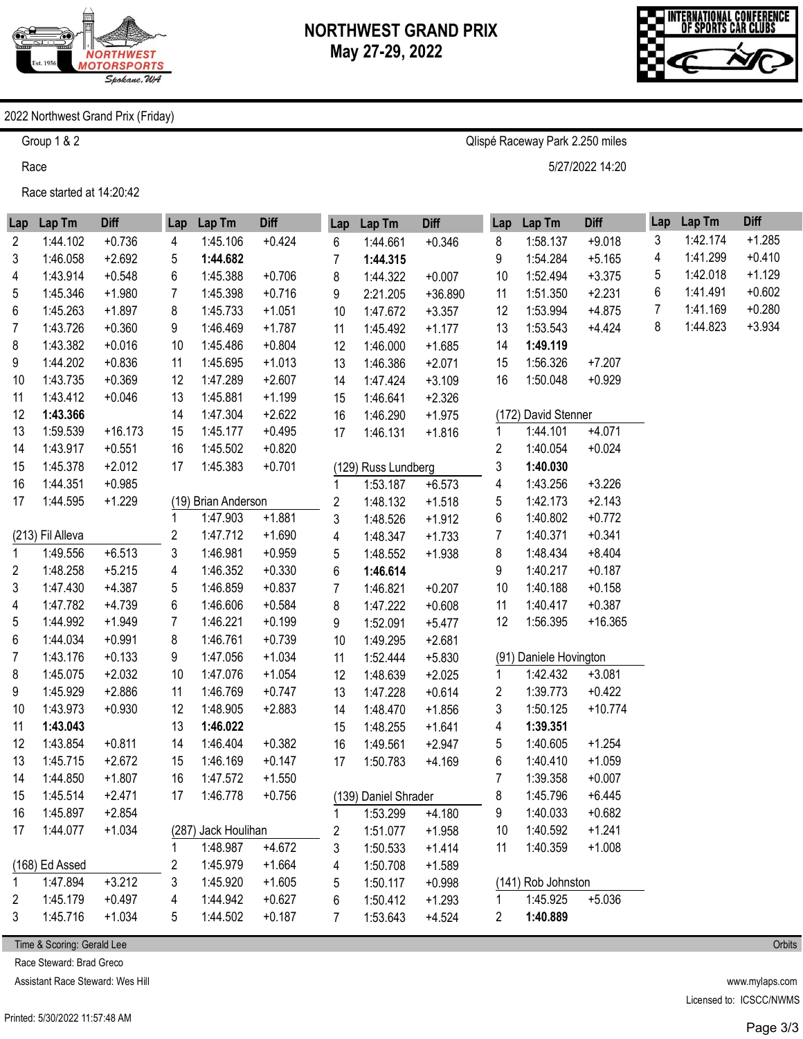# NORTHWEST GRAND PRIX
## May 27-29, 2022

2022 Northwest Grand Prix (Friday)

Group 1 & 2 — Qlispé Raceway Park 2.250 miles

Race — 5/27/2022 14:20

Race started at 14:20:42

| Lap | Lap Tm | Diff |
|---|---|---|
| 2 | 1:44.102 | +0.736 |
| 3 | 1:46.058 | +2.692 |
| 4 | 1:43.914 | +0.548 |
| 5 | 1:45.346 | +1.980 |
| 6 | 1:45.263 | +1.897 |
| 7 | 1:43.726 | +0.360 |
| 8 | 1:43.382 | +0.016 |
| 9 | 1:44.202 | +0.836 |
| 10 | 1:43.735 | +0.369 |
| 11 | 1:43.412 | +0.046 |
| 12 | **1:43.366** | |
| 13 | 1:59.539 | +16.173 |
| 14 | 1:43.917 | +0.551 |
| 15 | 1:45.378 | +2.012 |
| 16 | 1:44.351 | +0.985 |
| 17 | 1:44.595 | +1.229 |

**(213) Fil Alleva**

| Lap | Lap Tm | Diff |
|---|---|---|
| 1 | 1:49.556 | +6.513 |
| 2 | 1:48.258 | +5.215 |
| 3 | 1:47.430 | +4.387 |
| 4 | 1:47.782 | +4.739 |
| 5 | 1:44.992 | +1.949 |
| 6 | 1:44.034 | +0.991 |
| 7 | 1:43.176 | +0.133 |
| 8 | 1:45.075 | +2.032 |
| 9 | 1:45.929 | +2.886 |
| 10 | 1:43.973 | +0.930 |
| 11 | **1:43.043** | |
| 12 | 1:43.854 | +0.811 |
| 13 | 1:45.715 | +2.672 |
| 14 | 1:44.850 | +1.807 |
| 15 | 1:45.514 | +2.471 |
| 16 | 1:45.897 | +2.854 |
| 17 | 1:44.077 | +1.034 |

**(168) Ed Assed**

| Lap | Lap Tm | Diff |
|---|---|---|
| 1 | 1:47.894 | +3.212 |
| 2 | 1:45.179 | +0.497 |
| 3 | 1:45.716 | +1.034 |
| 4 | 1:45.106 | +0.424 |
| 5 | **1:44.682** | |
| 6 | 1:45.388 | +0.706 |
| 7 | 1:45.398 | +0.716 |
| 8 | 1:45.733 | +1.051 |
| 9 | 1:46.469 | +1.787 |
| 10 | 1:45.486 | +0.804 |
| 11 | 1:45.695 | +1.013 |
| 12 | 1:47.289 | +2.607 |
| 13 | 1:45.881 | +1.199 |
| 14 | 1:47.304 | +2.622 |
| 15 | 1:45.177 | +0.495 |
| 16 | 1:45.502 | +0.820 |
| 17 | 1:45.383 | +0.701 |

**(19) Brian Anderson**

| Lap | Lap Tm | Diff |
|---|---|---|
| 1 | 1:47.903 | +1.881 |
| 2 | 1:47.712 | +1.690 |
| 3 | 1:46.981 | +0.959 |
| 4 | 1:46.352 | +0.330 |
| 5 | 1:46.859 | +0.837 |
| 6 | 1:46.606 | +0.584 |
| 7 | 1:46.221 | +0.199 |
| 8 | 1:46.761 | +0.739 |
| 9 | 1:47.056 | +1.034 |
| 10 | 1:47.076 | +1.054 |
| 11 | 1:46.769 | +0.747 |
| 12 | 1:48.905 | +2.883 |
| 13 | **1:46.022** | |
| 14 | 1:46.404 | +0.382 |
| 15 | 1:46.169 | +0.147 |
| 16 | 1:47.572 | +1.550 |
| 17 | 1:46.778 | +0.756 |

**(287) Jack Houlihan**

| Lap | Lap Tm | Diff |
|---|---|---|
| 1 | 1:48.987 | +4.672 |
| 2 | 1:45.979 | +1.664 |
| 3 | 1:45.920 | +1.605 |
| 4 | 1:44.942 | +0.627 |
| 5 | 1:44.502 | +0.187 |
| 6 | 1:44.661 | +0.346 |
| 7 | **1:44.315** | |
| 8 | 1:44.322 | +0.007 |
| 9 | 2:21.205 | +36.890 |
| 10 | 1:47.672 | +3.357 |
| 11 | 1:45.492 | +1.177 |
| 12 | 1:46.000 | +1.685 |
| 13 | 1:46.386 | +2.071 |
| 14 | 1:47.424 | +3.109 |
| 15 | 1:46.641 | +2.326 |
| 16 | 1:46.290 | +1.975 |
| 17 | 1:46.131 | +1.816 |

**(129) Russ Lundberg**

| Lap | Lap Tm | Diff |
|---|---|---|
| 1 | 1:53.187 | +6.573 |
| 2 | 1:48.132 | +1.518 |
| 3 | 1:48.526 | +1.912 |
| 4 | 1:48.347 | +1.733 |
| 5 | 1:48.552 | +1.938 |
| 6 | **1:46.614** | |
| 7 | 1:46.821 | +0.207 |
| 8 | 1:47.222 | +0.608 |
| 9 | 1:52.091 | +5.477 |
| 10 | 1:49.295 | +2.681 |
| 11 | 1:52.444 | +5.830 |
| 12 | 1:48.639 | +2.025 |
| 13 | 1:47.228 | +0.614 |
| 14 | 1:48.470 | +1.856 |
| 15 | 1:48.255 | +1.641 |
| 16 | 1:49.561 | +2.947 |
| 17 | 1:50.783 | +4.169 |

**(139) Daniel Shrader**

| Lap | Lap Tm | Diff |
|---|---|---|
| 1 | 1:53.299 | +4.180 |
| 2 | 1:51.077 | +1.958 |
| 3 | 1:50.533 | +1.414 |
| 4 | 1:50.708 | +1.589 |
| 5 | 1:50.117 | +0.998 |
| 6 | 1:50.412 | +1.293 |
| 7 | 1:53.643 | +4.524 |
| 8 | 1:58.137 | +9.018 |
| 9 | 1:54.284 | +5.165 |
| 10 | 1:52.494 | +3.375 |
| 11 | 1:51.350 | +2.231 |
| 12 | 1:53.994 | +4.875 |
| 13 | 1:53.543 | +4.424 |
| 14 | **1:49.119** | |
| 15 | 1:56.326 | +7.207 |
| 16 | 1:50.048 | +0.929 |

**(172) David Stenner**

| Lap | Lap Tm | Diff |
|---|---|---|
| 1 | 1:44.101 | +4.071 |
| 2 | 1:40.054 | +0.024 |
| 3 | **1:40.030** | |
| 4 | 1:43.256 | +3.226 |
| 5 | 1:42.173 | +2.143 |
| 6 | 1:40.802 | +0.772 |
| 7 | 1:40.371 | +0.341 |
| 8 | 1:48.434 | +8.404 |
| 9 | 1:40.217 | +0.187 |
| 10 | 1:40.188 | +0.158 |
| 11 | 1:40.417 | +0.387 |
| 12 | 1:56.395 | +16.365 |

**(91) Daniele Hovington**

| Lap | Lap Tm | Diff |
|---|---|---|
| 1 | 1:42.432 | +3.081 |
| 2 | 1:39.773 | +0.422 |
| 3 | 1:50.125 | +10.774 |
| 4 | **1:39.351** | |
| 5 | 1:40.605 | +1.254 |
| 6 | 1:40.410 | +1.059 |
| 7 | 1:39.358 | +0.007 |
| 8 | 1:45.796 | +6.445 |
| 9 | 1:40.033 | +0.682 |
| 10 | 1:40.592 | +1.241 |
| 11 | 1:40.359 | +1.008 |

**(141) Rob Johnston**

| Lap | Lap Tm | Diff |
|---|---|---|
| 1 | 1:45.925 | +5.036 |
| 2 | **1:40.889** | |
| 3 | 1:42.174 | +1.285 |
| 4 | 1:41.299 | +0.410 |
| 5 | 1:42.018 | +1.129 |
| 6 | 1:41.491 | +0.602 |
| 7 | 1:41.169 | +0.280 |
| 8 | 1:44.823 | +3.934 |

Time & Scoring: Gerald Lee — Orbits

Race Steward: Brad Greco

Assistant Race Steward: Wes Hill

www.mylaps.com

Licensed to: ICSCC/NWMS

Printed: 5/30/2022 11:57:48 AM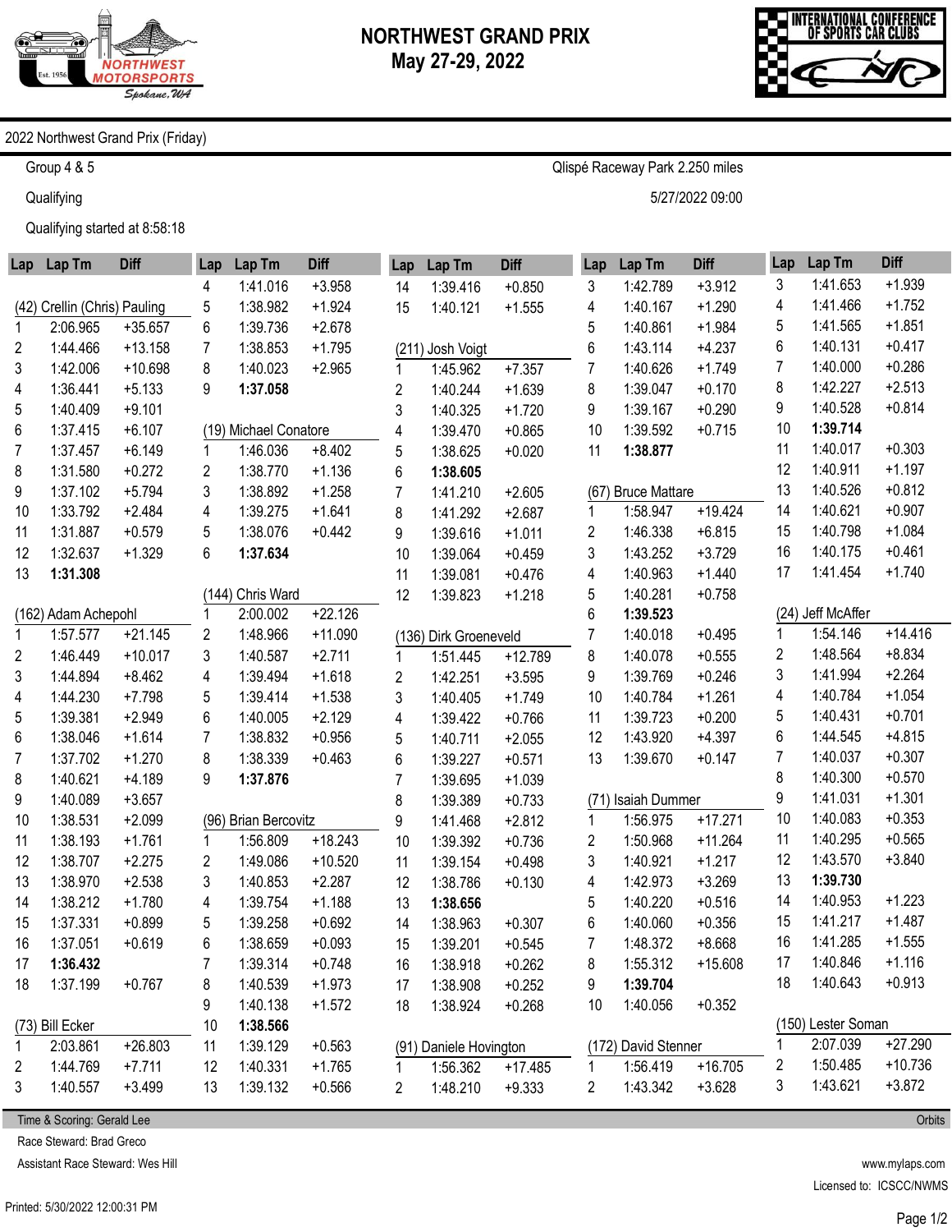# NORTHWEST GRAND PRIX
## May 27-29, 2022

2022 Northwest Grand Prix (Friday)

Group 4 & 5 — Qlispé Raceway Park 2.250 miles

Qualifying — 5/27/2022 09:00

Qualifying started at 8:58:18

**(42) Crellin (Chris) Pauling**

| Lap | Lap Tm | Diff |
|---|---|---|
| 1 | 2:06.965 | +35.657 |
| 2 | 1:44.466 | +13.158 |
| 3 | 1:42.006 | +10.698 |
| 4 | 1:36.441 | +5.133 |
| 5 | 1:40.409 | +9.101 |
| 6 | 1:37.415 | +6.107 |
| 7 | 1:37.457 | +6.149 |
| 8 | 1:31.580 | +0.272 |
| 9 | 1:37.102 | +5.794 |
| 10 | 1:33.792 | +2.484 |
| 11 | 1:31.887 | +0.579 |
| 12 | 1:32.637 | +1.329 |
| 13 | **1:31.308** | |

**(162) Adam Achepohl**

| Lap | Lap Tm | Diff |
|---|---|---|
| 1 | 1:57.577 | +21.145 |
| 2 | 1:46.449 | +10.017 |
| 3 | 1:44.894 | +8.462 |
| 4 | 1:44.230 | +7.798 |
| 5 | 1:39.381 | +2.949 |
| 6 | 1:38.046 | +1.614 |
| 7 | 1:37.702 | +1.270 |
| 8 | 1:40.621 | +4.189 |
| 9 | 1:40.089 | +3.657 |
| 10 | 1:38.531 | +2.099 |
| 11 | 1:38.193 | +1.761 |
| 12 | 1:38.707 | +2.275 |
| 13 | 1:38.970 | +2.538 |
| 14 | 1:38.212 | +1.780 |
| 15 | 1:37.331 | +0.899 |
| 16 | 1:37.051 | +0.619 |
| 17 | **1:36.432** | |
| 18 | 1:37.199 | +0.767 |

**(73) Bill Ecker**

| Lap | Lap Tm | Diff |
|---|---|---|
| 1 | 2:03.861 | +26.803 |
| 2 | 1:44.769 | +7.711 |
| 3 | 1:40.557 | +3.499 |
| 4 | 1:41.016 | +3.958 |
| 5 | 1:38.982 | +1.924 |
| 6 | 1:39.736 | +2.678 |
| 7 | 1:38.853 | +1.795 |
| 8 | 1:40.023 | +2.965 |
| 9 | **1:37.058** | |

**(19) Michael Conatore**

| Lap | Lap Tm | Diff |
|---|---|---|
| 1 | 1:46.036 | +8.402 |
| 2 | 1:38.770 | +1.136 |
| 3 | 1:38.892 | +1.258 |
| 4 | 1:39.275 | +1.641 |
| 5 | 1:38.076 | +0.442 |
| 6 | **1:37.634** | |

**(144) Chris Ward**

| Lap | Lap Tm | Diff |
|---|---|---|
| 1 | 2:00.002 | +22.126 |
| 2 | 1:48.966 | +11.090 |
| 3 | 1:40.587 | +2.711 |
| 4 | 1:39.494 | +1.618 |
| 5 | 1:39.414 | +1.538 |
| 6 | 1:40.005 | +2.129 |
| 7 | 1:38.832 | +0.956 |
| 8 | 1:38.339 | +0.463 |
| 9 | **1:37.876** | |

**(96) Brian Bercovitz**

| Lap | Lap Tm | Diff |
|---|---|---|
| 1 | 1:56.809 | +18.243 |
| 2 | 1:49.086 | +10.520 |
| 3 | 1:40.853 | +2.287 |
| 4 | 1:39.754 | +1.188 |
| 5 | 1:39.258 | +0.692 |
| 6 | 1:38.659 | +0.093 |
| 7 | 1:39.314 | +0.748 |
| 8 | 1:40.539 | +1.973 |
| 9 | 1:40.138 | +1.572 |
| 10 | **1:38.566** | |
| 11 | 1:39.129 | +0.563 |
| 12 | 1:40.331 | +1.765 |
| 13 | 1:39.132 | +0.566 |
| 14 | 1:39.416 | +0.850 |
| 15 | 1:40.121 | +1.555 |

**(211) Josh Voigt**

| Lap | Lap Tm | Diff |
|---|---|---|
| 1 | 1:45.962 | +7.357 |
| 2 | 1:40.244 | +1.639 |
| 3 | 1:40.325 | +1.720 |
| 4 | 1:39.470 | +0.865 |
| 5 | 1:38.625 | +0.020 |
| 6 | **1:38.605** | |
| 7 | 1:41.210 | +2.605 |
| 8 | 1:41.292 | +2.687 |
| 9 | 1:39.616 | +1.011 |
| 10 | 1:39.064 | +0.459 |
| 11 | 1:39.081 | +0.476 |
| 12 | 1:39.823 | +1.218 |

**(136) Dirk Groeneveld**

| Lap | Lap Tm | Diff |
|---|---|---|
| 1 | 1:51.445 | +12.789 |
| 2 | 1:42.251 | +3.595 |
| 3 | 1:40.405 | +1.749 |
| 4 | 1:39.422 | +0.766 |
| 5 | 1:40.711 | +2.055 |
| 6 | 1:39.227 | +0.571 |
| 7 | 1:39.695 | +1.039 |
| 8 | 1:39.389 | +0.733 |
| 9 | 1:41.468 | +2.812 |
| 10 | 1:39.392 | +0.736 |
| 11 | 1:39.154 | +0.498 |
| 12 | 1:38.786 | +0.130 |
| 13 | **1:38.656** | |
| 14 | 1:38.963 | +0.307 |
| 15 | 1:39.201 | +0.545 |
| 16 | 1:38.918 | +0.262 |
| 17 | 1:38.908 | +0.252 |
| 18 | 1:38.924 | +0.268 |

**(91) Daniele Hovington**

| Lap | Lap Tm | Diff |
|---|---|---|
| 1 | 1:56.362 | +17.485 |
| 2 | 1:48.210 | +9.333 |
| 3 | 1:42.789 | +3.912 |
| 4 | 1:40.167 | +1.290 |
| 5 | 1:40.861 | +1.984 |
| 6 | 1:43.114 | +4.237 |
| 7 | 1:40.626 | +1.749 |
| 8 | 1:39.047 | +0.170 |
| 9 | 1:39.167 | +0.290 |
| 10 | 1:39.592 | +0.715 |
| 11 | **1:38.877** | |

**(67) Bruce Mattare**

| Lap | Lap Tm | Diff |
|---|---|---|
| 1 | 1:58.947 | +19.424 |
| 2 | 1:46.338 | +6.815 |
| 3 | 1:43.252 | +3.729 |
| 4 | 1:40.963 | +1.440 |
| 5 | 1:40.281 | +0.758 |
| 6 | **1:39.523** | |
| 7 | 1:40.018 | +0.495 |
| 8 | 1:40.078 | +0.555 |
| 9 | 1:39.769 | +0.246 |
| 10 | 1:40.784 | +1.261 |
| 11 | 1:39.723 | +0.200 |
| 12 | 1:43.920 | +4.397 |
| 13 | 1:39.670 | +0.147 |

**(71) Isaiah Dummer**

| Lap | Lap Tm | Diff |
|---|---|---|
| 1 | 1:56.975 | +17.271 |
| 2 | 1:50.968 | +11.264 |
| 3 | 1:40.921 | +1.217 |
| 4 | 1:42.973 | +3.269 |
| 5 | 1:40.220 | +0.516 |
| 6 | 1:40.060 | +0.356 |
| 7 | 1:48.372 | +8.668 |
| 8 | 1:55.312 | +15.608 |
| 9 | **1:39.704** | |
| 10 | 1:40.056 | +0.352 |

**(172) David Stenner**

| Lap | Lap Tm | Diff |
|---|---|---|
| 1 | 1:56.419 | +16.705 |
| 2 | 1:43.342 | +3.628 |
| 3 | 1:41.653 | +1.939 |
| 4 | 1:41.466 | +1.752 |
| 5 | 1:41.565 | +1.851 |
| 6 | 1:40.131 | +0.417 |
| 7 | 1:40.000 | +0.286 |
| 8 | 1:42.227 | +2.513 |
| 9 | 1:40.528 | +0.814 |
| 10 | **1:39.714** | |
| 11 | 1:40.017 | +0.303 |
| 12 | 1:40.911 | +1.197 |
| 13 | 1:40.526 | +0.812 |
| 14 | 1:40.621 | +0.907 |
| 15 | 1:40.798 | +1.084 |
| 16 | 1:40.175 | +0.461 |
| 17 | 1:41.454 | +1.740 |

**(24) Jeff McAffer**

| Lap | Lap Tm | Diff |
|---|---|---|
| 1 | 1:54.146 | +14.416 |
| 2 | 1:48.564 | +8.834 |
| 3 | 1:41.994 | +2.264 |
| 4 | 1:40.784 | +1.054 |
| 5 | 1:40.431 | +0.701 |
| 6 | 1:44.545 | +4.815 |
| 7 | 1:40.037 | +0.307 |
| 8 | 1:40.300 | +0.570 |
| 9 | 1:41.031 | +1.301 |
| 10 | 1:40.083 | +0.353 |
| 11 | 1:40.295 | +0.565 |
| 12 | 1:43.570 | +3.840 |
| 13 | **1:39.730** | |
| 14 | 1:40.953 | +1.223 |
| 15 | 1:41.217 | +1.487 |
| 16 | 1:41.285 | +1.555 |
| 17 | 1:40.846 | +1.116 |
| 18 | 1:40.643 | +0.913 |

**(150) Lester Soman**

| Lap | Lap Tm | Diff |
|---|---|---|
| 1 | 2:07.039 | +27.290 |
| 2 | 1:50.485 | +10.736 |
| 3 | 1:43.621 | +3.872 |

Time & Scoring: Gerald Lee — Orbits

Race Steward: Brad Greco

Assistant Race Steward: Wes Hill

www.mylaps.com

Licensed to: ICSCC/NWMS

Printed: 5/30/2022 12:00:31 PM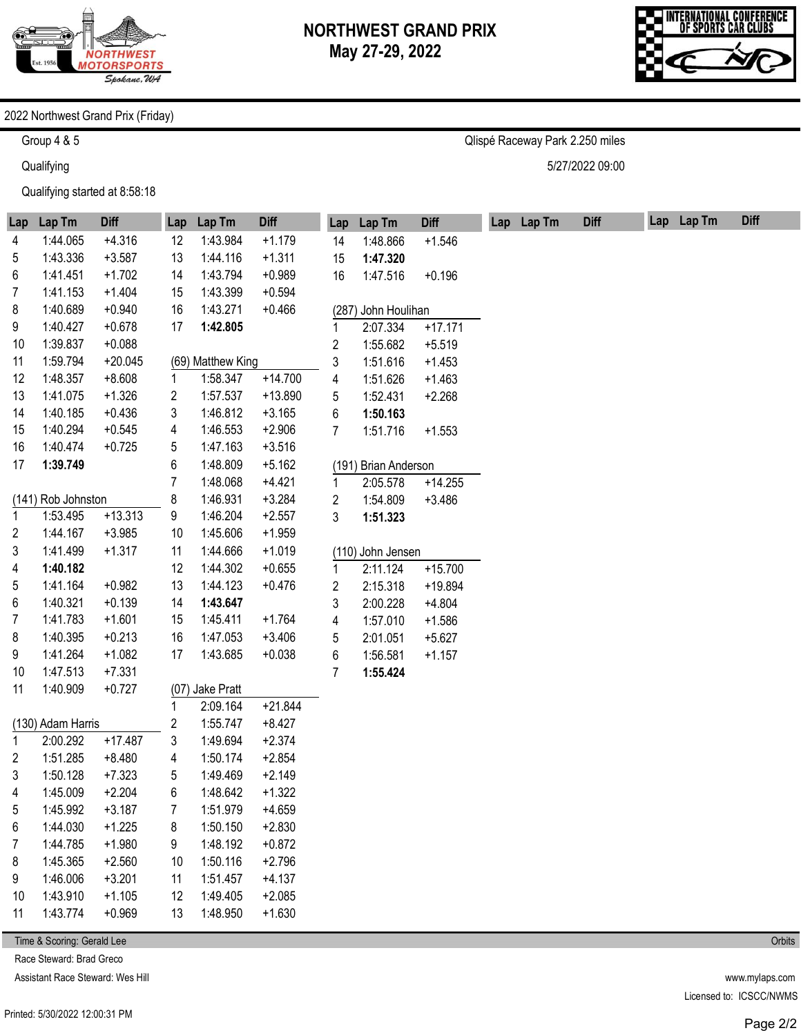# NORTHWEST GRAND PRIX
## May 27-29, 2022

2022 Northwest Grand Prix (Friday)

Group 4 & 5 — Qlispé Raceway Park 2.250 miles

Qualifying — 5/27/2022 09:00

Qualifying started at 8:58:18

| Lap | Lap Tm | Diff |
|---|---|---|
| 4 | 1:44.065 | +4.316 |
| 5 | 1:43.336 | +3.587 |
| 6 | 1:41.451 | +1.702 |
| 7 | 1:41.153 | +1.404 |
| 8 | 1:40.689 | +0.940 |
| 9 | 1:40.427 | +0.678 |
| 10 | 1:39.837 | +0.088 |
| 11 | 1:59.794 | +20.045 |
| 12 | 1:48.357 | +8.608 |
| 13 | 1:41.075 | +1.326 |
| 14 | 1:40.185 | +0.436 |
| 15 | 1:40.294 | +0.545 |
| 16 | 1:40.474 | +0.725 |
| 17 | **1:39.749** | |

**(141) Rob Johnston**

| Lap | Lap Tm | Diff |
|---|---|---|
| 1 | 1:53.495 | +13.313 |
| 2 | 1:44.167 | +3.985 |
| 3 | 1:41.499 | +1.317 |
| 4 | **1:40.182** | |
| 5 | 1:41.164 | +0.982 |
| 6 | 1:40.321 | +0.139 |
| 7 | 1:41.783 | +1.601 |
| 8 | 1:40.395 | +0.213 |
| 9 | 1:41.264 | +1.082 |
| 10 | 1:47.513 | +7.331 |
| 11 | 1:40.909 | +0.727 |

**(130) Adam Harris**

| Lap | Lap Tm | Diff |
|---|---|---|
| 1 | 2:00.292 | +17.487 |
| 2 | 1:51.285 | +8.480 |
| 3 | 1:50.128 | +7.323 |
| 4 | 1:45.009 | +2.204 |
| 5 | 1:45.992 | +3.187 |
| 6 | 1:44.030 | +1.225 |
| 7 | 1:44.785 | +1.980 |
| 8 | 1:45.365 | +2.560 |
| 9 | 1:46.006 | +3.201 |
| 10 | 1:43.910 | +1.105 |
| 11 | 1:43.774 | +0.969 |
| 12 | 1:43.984 | +1.179 |
| 13 | 1:44.116 | +1.311 |
| 14 | 1:43.794 | +0.989 |
| 15 | 1:43.399 | +0.594 |
| 16 | 1:43.271 | +0.466 |
| 17 | **1:42.805** | |

**(69) Matthew King**

| Lap | Lap Tm | Diff |
|---|---|---|
| 1 | 1:58.347 | +14.700 |
| 2 | 1:57.537 | +13.890 |
| 3 | 1:46.812 | +3.165 |
| 4 | 1:46.553 | +2.906 |
| 5 | 1:47.163 | +3.516 |
| 6 | 1:48.809 | +5.162 |
| 7 | 1:48.068 | +4.421 |
| 8 | 1:46.931 | +3.284 |
| 9 | 1:46.204 | +2.557 |
| 10 | 1:45.606 | +1.959 |
| 11 | 1:44.666 | +1.019 |
| 12 | 1:44.302 | +0.655 |
| 13 | 1:44.123 | +0.476 |
| 14 | **1:43.647** | |
| 15 | 1:45.411 | +1.764 |
| 16 | 1:47.053 | +3.406 |
| 17 | 1:43.685 | +0.038 |

**(07) Jake Pratt**

| Lap | Lap Tm | Diff |
|---|---|---|
| 1 | 2:09.164 | +21.844 |
| 2 | 1:55.747 | +8.427 |
| 3 | 1:49.694 | +2.374 |
| 4 | 1:50.174 | +2.854 |
| 5 | 1:49.469 | +2.149 |
| 6 | 1:48.642 | +1.322 |
| 7 | 1:51.979 | +4.659 |
| 8 | 1:50.150 | +2.830 |
| 9 | 1:48.192 | +0.872 |
| 10 | 1:50.116 | +2.796 |
| 11 | 1:51.457 | +4.137 |
| 12 | 1:49.405 | +2.085 |
| 13 | 1:48.950 | +1.630 |
| 14 | 1:48.866 | +1.546 |
| 15 | **1:47.320** | |
| 16 | 1:47.516 | +0.196 |

**(287) John Houlihan**

| Lap | Lap Tm | Diff |
|---|---|---|
| 1 | 2:07.334 | +17.171 |
| 2 | 1:55.682 | +5.519 |
| 3 | 1:51.616 | +1.453 |
| 4 | 1:51.626 | +1.463 |
| 5 | 1:52.431 | +2.268 |
| 6 | **1:50.163** | |
| 7 | 1:51.716 | +1.553 |

**(191) Brian Anderson**

| Lap | Lap Tm | Diff |
|---|---|---|
| 1 | 2:05.578 | +14.255 |
| 2 | 1:54.809 | +3.486 |
| 3 | **1:51.323** | |

**(110) John Jensen**

| Lap | Lap Tm | Diff |
|---|---|---|
| 1 | 2:11.124 | +15.700 |
| 2 | 2:15.318 | +19.894 |
| 3 | 2:00.228 | +4.804 |
| 4 | 1:57.010 | +1.586 |
| 5 | 2:01.051 | +5.627 |
| 6 | 1:56.581 | +1.157 |
| 7 | **1:55.424** | |

Time & Scoring: Gerald Lee — Orbits

Race Steward: Brad Greco

Assistant Race Steward: Wes Hill — www.mylaps.com

Licensed to: ICSCC/NWMS

Printed: 5/30/2022 12:00:31 PM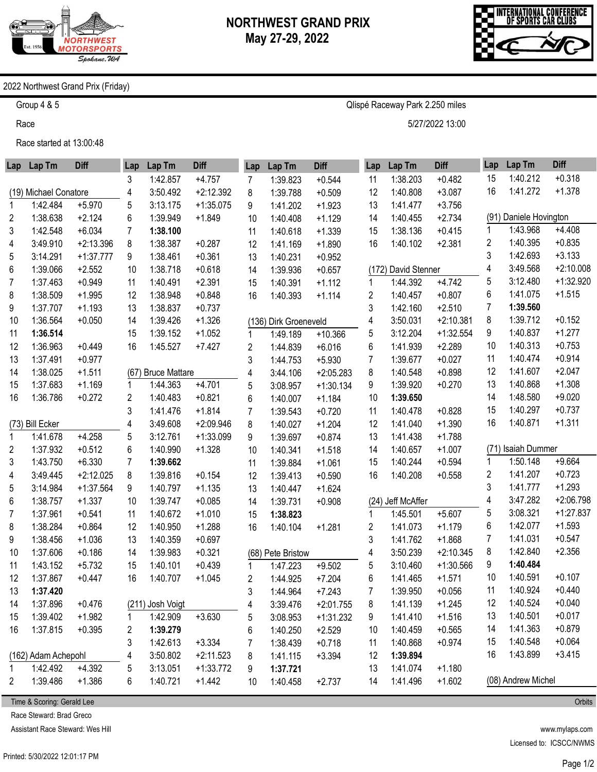# NORTHWEST GRAND PRIX
## May 27-29, 2022

2022 Northwest Grand Prix (Friday)

Group 4 & 5 — Qlispé Raceway Park 2.250 miles

Race — 5/27/2022 13:00

Race started at 13:00:48

### (19) Michael Conatore

| Lap | Lap Tm | Diff |
|---|---|---|
| 1 | 1:42.484 | +5.970 |
| 2 | 1:38.638 | +2.124 |
| 3 | 1:42.548 | +6.034 |
| 4 | 3:49.910 | +2:13.396 |
| 5 | 3:14.291 | +1:37.777 |
| 6 | 1:39.066 | +2.552 |
| 7 | 1:37.463 | +0.949 |
| 8 | 1:38.509 | +1.995 |
| 9 | 1:37.707 | +1.193 |
| 10 | 1:36.564 | +0.050 |
| 11 | **1:36.514** | |
| 12 | 1:36.963 | +0.449 |
| 13 | 1:37.491 | +0.977 |
| 14 | 1:38.025 | +1.511 |
| 15 | 1:37.683 | +1.169 |
| 16 | 1:36.786 | +0.272 |

### (73) Bill Ecker

| Lap | Lap Tm | Diff |
|---|---|---|
| 1 | 1:41.678 | +4.258 |
| 2 | 1:37.932 | +0.512 |
| 3 | 1:43.750 | +6.330 |
| 4 | 3:49.445 | +2:12.025 |
| 5 | 3:14.984 | +1:37.564 |
| 6 | 1:38.757 | +1.337 |
| 7 | 1:37.961 | +0.541 |
| 8 | 1:38.284 | +0.864 |
| 9 | 1:38.456 | +1.036 |
| 10 | 1:37.606 | +0.186 |
| 11 | 1:43.152 | +5.732 |
| 12 | 1:37.867 | +0.447 |
| 13 | **1:37.420** | |
| 14 | 1:37.896 | +0.476 |
| 15 | 1:39.402 | +1.982 |
| 16 | 1:37.815 | +0.395 |

### (162) Adam Achepohl

| Lap | Lap Tm | Diff |
|---|---|---|
| 1 | 1:42.492 | +4.392 |
| 2 | 1:39.486 | +1.386 |
| 3 | 1:42.857 | +4.757 |
| 4 | 3:50.492 | +2:12.392 |
| 5 | 3:13.175 | +1:35.075 |
| 6 | 1:39.949 | +1.849 |
| 7 | **1:38.100** | |
| 8 | 1:38.387 | +0.287 |
| 9 | 1:38.461 | +0.361 |
| 10 | 1:38.718 | +0.618 |
| 11 | 1:40.491 | +2.391 |
| 12 | 1:38.948 | +0.848 |
| 13 | 1:38.837 | +0.737 |
| 14 | 1:39.426 | +1.326 |
| 15 | 1:39.152 | +1.052 |
| 16 | 1:45.527 | +7.427 |

### (67) Bruce Mattare

| Lap | Lap Tm | Diff |
|---|---|---|
| 1 | 1:44.363 | +4.701 |
| 2 | 1:40.483 | +0.821 |
| 3 | 1:41.476 | +1.814 |
| 4 | 3:49.608 | +2:09.946 |
| 5 | 3:12.761 | +1:33.099 |
| 6 | 1:40.990 | +1.328 |
| 7 | **1:39.662** | |
| 8 | 1:39.816 | +0.154 |
| 9 | 1:40.797 | +1.135 |
| 10 | 1:39.747 | +0.085 |
| 11 | 1:40.672 | +1.010 |
| 12 | 1:40.950 | +1.288 |
| 13 | 1:40.359 | +0.697 |
| 14 | 1:39.983 | +0.321 |
| 15 | 1:40.101 | +0.439 |
| 16 | 1:40.707 | +1.045 |

### (211) Josh Voigt

| Lap | Lap Tm | Diff |
|---|---|---|
| 1 | 1:42.909 | +3.630 |
| 2 | **1:39.279** | |
| 3 | 1:42.613 | +3.334 |
| 4 | 3:50.802 | +2:11.523 |
| 5 | 3:13.051 | +1:33.772 |
| 6 | 1:40.721 | +1.442 |
| 7 | 1:39.823 | +0.544 |
| 8 | 1:39.788 | +0.509 |
| 9 | 1:41.202 | +1.923 |
| 10 | 1:40.408 | +1.129 |
| 11 | 1:40.618 | +1.339 |
| 12 | 1:41.169 | +1.890 |
| 13 | 1:40.231 | +0.952 |
| 14 | 1:39.936 | +0.657 |
| 15 | 1:40.391 | +1.112 |
| 16 | 1:40.393 | +1.114 |

### (136) Dirk Groeneveld

| Lap | Lap Tm | Diff |
|---|---|---|
| 1 | 1:49.189 | +10.366 |
| 2 | 1:44.839 | +6.016 |
| 3 | 1:44.753 | +5.930 |
| 4 | 3:44.106 | +2:05.283 |
| 5 | 3:08.957 | +1:30.134 |
| 6 | 1:40.007 | +1.184 |
| 7 | 1:39.543 | +0.720 |
| 8 | 1:40.027 | +1.204 |
| 9 | 1:39.697 | +0.874 |
| 10 | 1:40.341 | +1.518 |
| 11 | 1:39.884 | +1.061 |
| 12 | 1:39.413 | +0.590 |
| 13 | 1:40.447 | +1.624 |
| 14 | 1:39.731 | +0.908 |
| 15 | **1:38.823** | |
| 16 | 1:40.104 | +1.281 |

### (68) Pete Bristow

| Lap | Lap Tm | Diff |
|---|---|---|
| 1 | 1:47.223 | +9.502 |
| 2 | 1:44.925 | +7.204 |
| 3 | 1:44.964 | +7.243 |
| 4 | 3:39.476 | +2:01.755 |
| 5 | 3:08.953 | +1:31.232 |
| 6 | 1:40.250 | +2.529 |
| 7 | 1:38.439 | +0.718 |
| 8 | 1:41.115 | +3.394 |
| 9 | **1:37.721** | |
| 10 | 1:40.458 | +2.737 |
| 11 | 1:38.203 | +0.482 |
| 12 | 1:40.808 | +3.087 |
| 13 | 1:41.477 | +3.756 |
| 14 | 1:40.455 | +2.734 |
| 15 | 1:38.136 | +0.415 |
| 16 | 1:40.102 | +2.381 |

### (172) David Stenner

| Lap | Lap Tm | Diff |
|---|---|---|
| 1 | 1:44.392 | +4.742 |
| 2 | 1:40.457 | +0.807 |
| 3 | 1:42.160 | +2.510 |
| 4 | 3:50.031 | +2:10.381 |
| 5 | 3:12.204 | +1:32.554 |
| 6 | 1:41.939 | +2.289 |
| 7 | 1:39.677 | +0.027 |
| 8 | 1:40.548 | +0.898 |
| 9 | 1:39.920 | +0.270 |
| 10 | **1:39.650** | |
| 11 | 1:40.478 | +0.828 |
| 12 | 1:41.040 | +1.390 |
| 13 | 1:41.438 | +1.788 |
| 14 | 1:40.657 | +1.007 |
| 15 | 1:40.244 | +0.594 |
| 16 | 1:40.208 | +0.558 |

### (24) Jeff McAffer

| Lap | Lap Tm | Diff |
|---|---|---|
| 1 | 1:45.501 | +5.607 |
| 2 | 1:41.073 | +1.179 |
| 3 | 1:41.762 | +1.868 |
| 4 | 3:50.239 | +2:10.345 |
| 5 | 3:10.460 | +1:30.566 |
| 6 | 1:41.465 | +1.571 |
| 7 | 1:39.950 | +0.056 |
| 8 | 1:41.139 | +1.245 |
| 9 | 1:41.410 | +1.516 |
| 10 | 1:40.459 | +0.565 |
| 11 | 1:40.868 | +0.974 |
| 12 | **1:39.894** | |
| 13 | 1:41.074 | +1.180 |
| 14 | 1:41.496 | +1.602 |
| 15 | 1:40.212 | +0.318 |
| 16 | 1:41.272 | +1.378 |

### (91) Daniele Hovington

| Lap | Lap Tm | Diff |
|---|---|---|
| 1 | 1:43.968 | +4.408 |
| 2 | 1:40.395 | +0.835 |
| 3 | 1:42.693 | +3.133 |
| 4 | 3:49.568 | +2:10.008 |
| 5 | 3:12.480 | +1:32.920 |
| 6 | 1:41.075 | +1.515 |
| 7 | **1:39.560** | |
| 8 | 1:39.712 | +0.152 |
| 9 | 1:40.837 | +1.277 |
| 10 | 1:40.313 | +0.753 |
| 11 | 1:40.474 | +0.914 |
| 12 | 1:41.607 | +2.047 |
| 13 | 1:40.868 | +1.308 |
| 14 | 1:48.580 | +9.020 |
| 15 | 1:40.297 | +0.737 |
| 16 | 1:40.871 | +1.311 |

### (71) Isaiah Dummer

| Lap | Lap Tm | Diff |
|---|---|---|
| 1 | 1:50.148 | +9.664 |
| 2 | 1:41.207 | +0.723 |
| 3 | 1:41.777 | +1.293 |
| 4 | 3:47.282 | +2:06.798 |
| 5 | 3:08.321 | +1:27.837 |
| 6 | 1:42.077 | +1.593 |
| 7 | 1:41.031 | +0.547 |
| 8 | 1:42.840 | +2.356 |
| 9 | **1:40.484** | |
| 10 | 1:40.591 | +0.107 |
| 11 | 1:40.924 | +0.440 |
| 12 | 1:40.524 | +0.040 |
| 13 | 1:40.501 | +0.017 |
| 14 | 1:41.363 | +0.879 |
| 15 | 1:40.548 | +0.064 |
| 16 | 1:43.899 | +3.415 |

### (08) Andrew Michel

Time & Scoring: Gerald Lee — Orbits

Race Steward: Brad Greco

Assistant Race Steward: Wes Hill

www.mylaps.com

Licensed to: ICSCC/NWMS

Printed: 5/30/2022 12:01:17 PM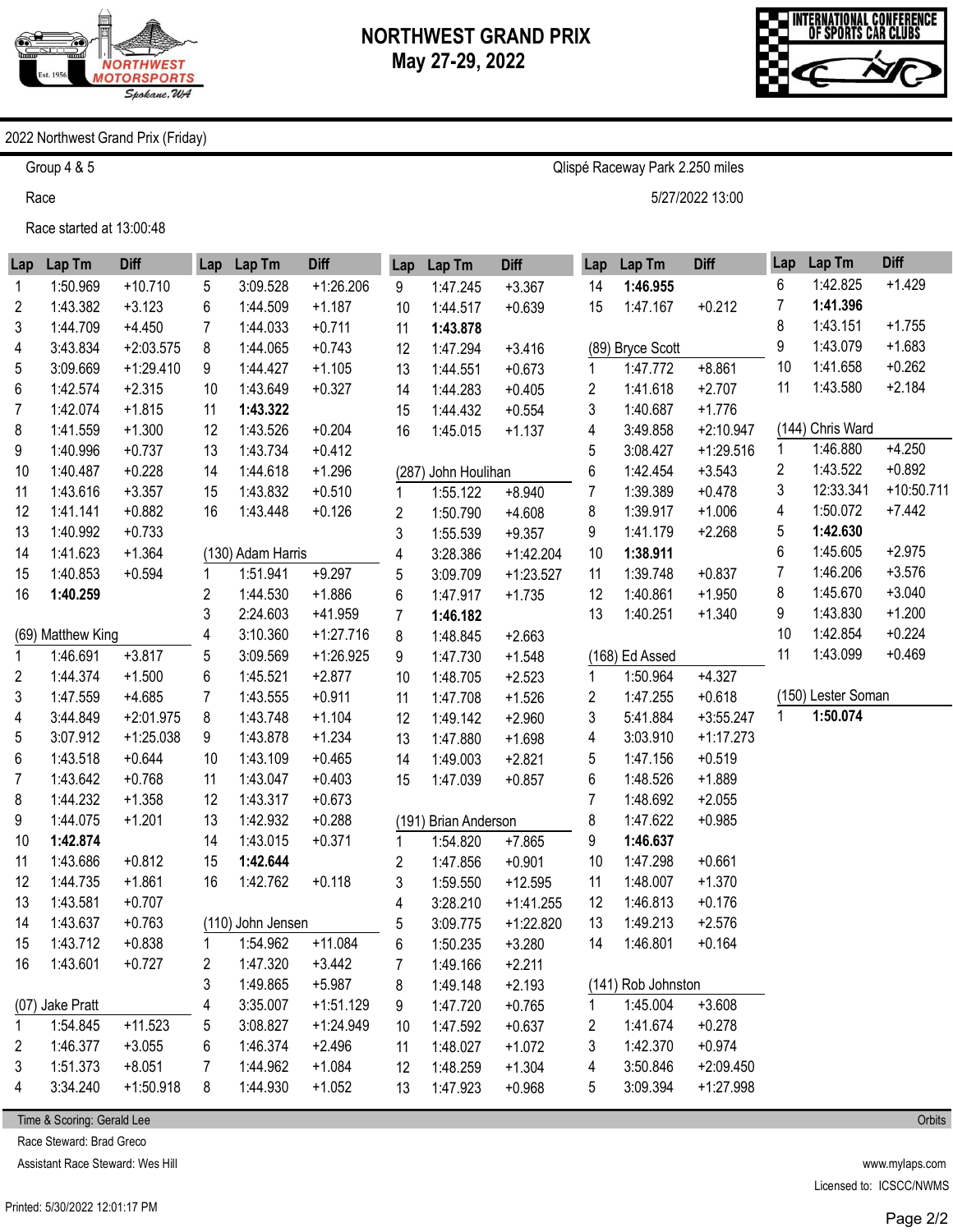# NORTHWEST GRAND PRIX
## May 27-29, 2022

INTERNATIONAL CONFERENCE OF SPORTS CAR CLUBS

2022 Northwest Grand Prix (Friday)

Group 4 & 5 — Qlispé Raceway Park 2.250 miles

Race — 5/27/2022 13:00

Race started at 13:00:48

(continued)

| Lap | Lap Tm | Diff |
|---|---|---|
| 1 | 1:50.969 | +10.710 |
| 2 | 1:43.382 | +3.123 |
| 3 | 1:44.709 | +4.450 |
| 4 | 3:43.834 | +2:03.575 |
| 5 | 3:09.669 | +1:29.410 |
| 6 | 1:42.574 | +2.315 |
| 7 | 1:42.074 | +1.815 |
| 8 | 1:41.559 | +1.300 |
| 9 | 1:40.996 | +0.737 |
| 10 | 1:40.487 | +0.228 |
| 11 | 1:43.616 | +3.357 |
| 12 | 1:41.141 | +0.882 |
| 13 | 1:40.992 | +0.733 |
| 14 | 1:41.623 | +1.364 |
| 15 | 1:40.853 | +0.594 |
| 16 | **1:40.259** | |

(69) Matthew King

| Lap | Lap Tm | Diff |
|---|---|---|
| 1 | 1:46.691 | +3.817 |
| 2 | 1:44.374 | +1.500 |
| 3 | 1:47.559 | +4.685 |
| 4 | 3:44.849 | +2:01.975 |
| 5 | 3:07.912 | +1:25.038 |
| 6 | 1:43.518 | +0.644 |
| 7 | 1:43.642 | +0.768 |
| 8 | 1:44.232 | +1.358 |
| 9 | 1:44.075 | +1.201 |
| 10 | **1:42.874** | |
| 11 | 1:43.686 | +0.812 |
| 12 | 1:44.735 | +1.861 |
| 13 | 1:43.581 | +0.707 |
| 14 | 1:43.637 | +0.763 |
| 15 | 1:43.712 | +0.838 |
| 16 | 1:43.601 | +0.727 |

(07) Jake Pratt

| Lap | Lap Tm | Diff |
|---|---|---|
| 1 | 1:54.845 | +11.523 |
| 2 | 1:46.377 | +3.055 |
| 3 | 1:51.373 | +8.051 |
| 4 | 3:34.240 | +1:50.918 |
| 5 | 3:09.528 | +1:26.206 |
| 6 | 1:44.509 | +1.187 |
| 7 | 1:44.033 | +0.711 |
| 8 | 1:44.065 | +0.743 |
| 9 | 1:44.427 | +1.105 |
| 10 | 1:43.649 | +0.327 |
| 11 | **1:43.322** | |
| 12 | 1:43.526 | +0.204 |
| 13 | 1:43.734 | +0.412 |
| 14 | 1:44.618 | +1.296 |
| 15 | 1:43.832 | +0.510 |
| 16 | 1:43.448 | +0.126 |

(130) Adam Harris

| Lap | Lap Tm | Diff |
|---|---|---|
| 1 | 1:51.941 | +9.297 |
| 2 | 1:44.530 | +1.886 |
| 3 | 2:24.603 | +41.959 |
| 4 | 3:10.360 | +1:27.716 |
| 5 | 3:09.569 | +1:26.925 |
| 6 | 1:45.521 | +2.877 |
| 7 | 1:43.555 | +0.911 |
| 8 | 1:43.748 | +1.104 |
| 9 | 1:43.878 | +1.234 |
| 10 | 1:43.109 | +0.465 |
| 11 | 1:43.047 | +0.403 |
| 12 | 1:43.317 | +0.673 |
| 13 | 1:42.932 | +0.288 |
| 14 | 1:43.015 | +0.371 |
| 15 | **1:42.644** | |
| 16 | 1:42.762 | +0.118 |

(110) John Jensen

| Lap | Lap Tm | Diff |
|---|---|---|
| 1 | 1:54.962 | +11.084 |
| 2 | 1:47.320 | +3.442 |
| 3 | 1:49.865 | +5.987 |
| 4 | 3:35.007 | +1:51.129 |
| 5 | 3:08.827 | +1:24.949 |
| 6 | 1:46.374 | +2.496 |
| 7 | 1:44.962 | +1.084 |
| 8 | 1:44.930 | +1.052 |
| 9 | 1:47.245 | +3.367 |
| 10 | 1:44.517 | +0.639 |
| 11 | **1:43.878** | |
| 12 | 1:47.294 | +3.416 |
| 13 | 1:44.551 | +0.673 |
| 14 | 1:44.283 | +0.405 |
| 15 | 1:44.432 | +0.554 |
| 16 | 1:45.015 | +1.137 |

(287) John Houlihan

| Lap | Lap Tm | Diff |
|---|---|---|
| 1 | 1:55.122 | +8.940 |
| 2 | 1:50.790 | +4.608 |
| 3 | 1:55.539 | +9.357 |
| 4 | 3:28.386 | +1:42.204 |
| 5 | 3:09.709 | +1:23.527 |
| 6 | 1:47.917 | +1.735 |
| 7 | **1:46.182** | |
| 8 | 1:48.845 | +2.663 |
| 9 | 1:47.730 | +1.548 |
| 10 | 1:48.705 | +2.523 |
| 11 | 1:47.708 | +1.526 |
| 12 | 1:49.142 | +2.960 |
| 13 | 1:47.880 | +1.698 |
| 14 | 1:49.003 | +2.821 |
| 15 | 1:47.039 | +0.857 |

(191) Brian Anderson

| Lap | Lap Tm | Diff |
|---|---|---|
| 1 | 1:54.820 | +7.865 |
| 2 | 1:47.856 | +0.901 |
| 3 | 1:59.550 | +12.595 |
| 4 | 3:28.210 | +1:41.255 |
| 5 | 3:09.775 | +1:22.820 |
| 6 | 1:50.235 | +3.280 |
| 7 | 1:49.166 | +2.211 |
| 8 | 1:49.148 | +2.193 |
| 9 | 1:47.720 | +0.765 |
| 10 | 1:47.592 | +0.637 |
| 11 | 1:48.027 | +1.072 |
| 12 | 1:48.259 | +1.304 |
| 13 | 1:47.923 | +0.968 |
| 14 | **1:46.955** | |
| 15 | 1:47.167 | +0.212 |

(89) Bryce Scott

| Lap | Lap Tm | Diff |
|---|---|---|
| 1 | 1:47.772 | +8.861 |
| 2 | 1:41.618 | +2.707 |
| 3 | 1:40.687 | +1.776 |
| 4 | 3:49.858 | +2:10.947 |
| 5 | 3:08.427 | +1:29.516 |
| 6 | 1:42.454 | +3.543 |
| 7 | 1:39.389 | +0.478 |
| 8 | 1:39.917 | +1.006 |
| 9 | 1:41.179 | +2.268 |
| 10 | **1:38.911** | |
| 11 | 1:39.748 | +0.837 |
| 12 | 1:40.861 | +1.950 |
| 13 | 1:40.251 | +1.340 |

(168) Ed Assed

| Lap | Lap Tm | Diff |
|---|---|---|
| 1 | 1:50.964 | +4.327 |
| 2 | 1:47.255 | +0.618 |
| 3 | 5:41.884 | +3:55.247 |
| 4 | 3:03.910 | +1:17.273 |
| 5 | 1:47.156 | +0.519 |
| 6 | 1:48.526 | +1.889 |
| 7 | 1:48.692 | +2.055 |
| 8 | 1:47.622 | +0.985 |
| 9 | **1:46.637** | |
| 10 | 1:47.298 | +0.661 |
| 11 | 1:48.007 | +1.370 |
| 12 | 1:46.813 | +0.176 |
| 13 | 1:49.213 | +2.576 |
| 14 | 1:46.801 | +0.164 |

(141) Rob Johnston

| Lap | Lap Tm | Diff |
|---|---|---|
| 1 | 1:45.004 | +3.608 |
| 2 | 1:41.674 | +0.278 |
| 3 | 1:42.370 | +0.974 |
| 4 | 3:50.846 | +2:09.450 |
| 5 | 3:09.394 | +1:27.998 |
| 6 | 1:42.825 | +1.429 |
| 7 | **1:41.396** | |
| 8 | 1:43.151 | +1.755 |
| 9 | 1:43.079 | +1.683 |
| 10 | 1:41.658 | +0.262 |
| 11 | 1:43.580 | +2.184 |

(144) Chris Ward

| Lap | Lap Tm | Diff |
|---|---|---|
| 1 | 1:46.880 | +4.250 |
| 2 | 1:43.522 | +0.892 |
| 3 | 12:33.341 | +10:50.711 |
| 4 | 1:50.072 | +7.442 |
| 5 | **1:42.630** | |
| 6 | 1:45.605 | +2.975 |
| 7 | 1:46.206 | +3.576 |
| 8 | 1:45.670 | +3.040 |
| 9 | 1:43.830 | +1.200 |
| 10 | 1:42.854 | +0.224 |
| 11 | 1:43.099 | +0.469 |

(150) Lester Soman

| Lap | Lap Tm | Diff |
|---|---|---|
| 1 | **1:50.074** | |

Time & Scoring: Gerald Lee — Orbits

Race Steward: Brad Greco

Assistant Race Steward: Wes Hill

www.mylaps.com

Licensed to: ICSCC/NWMS

Printed: 5/30/2022 12:01:17 PM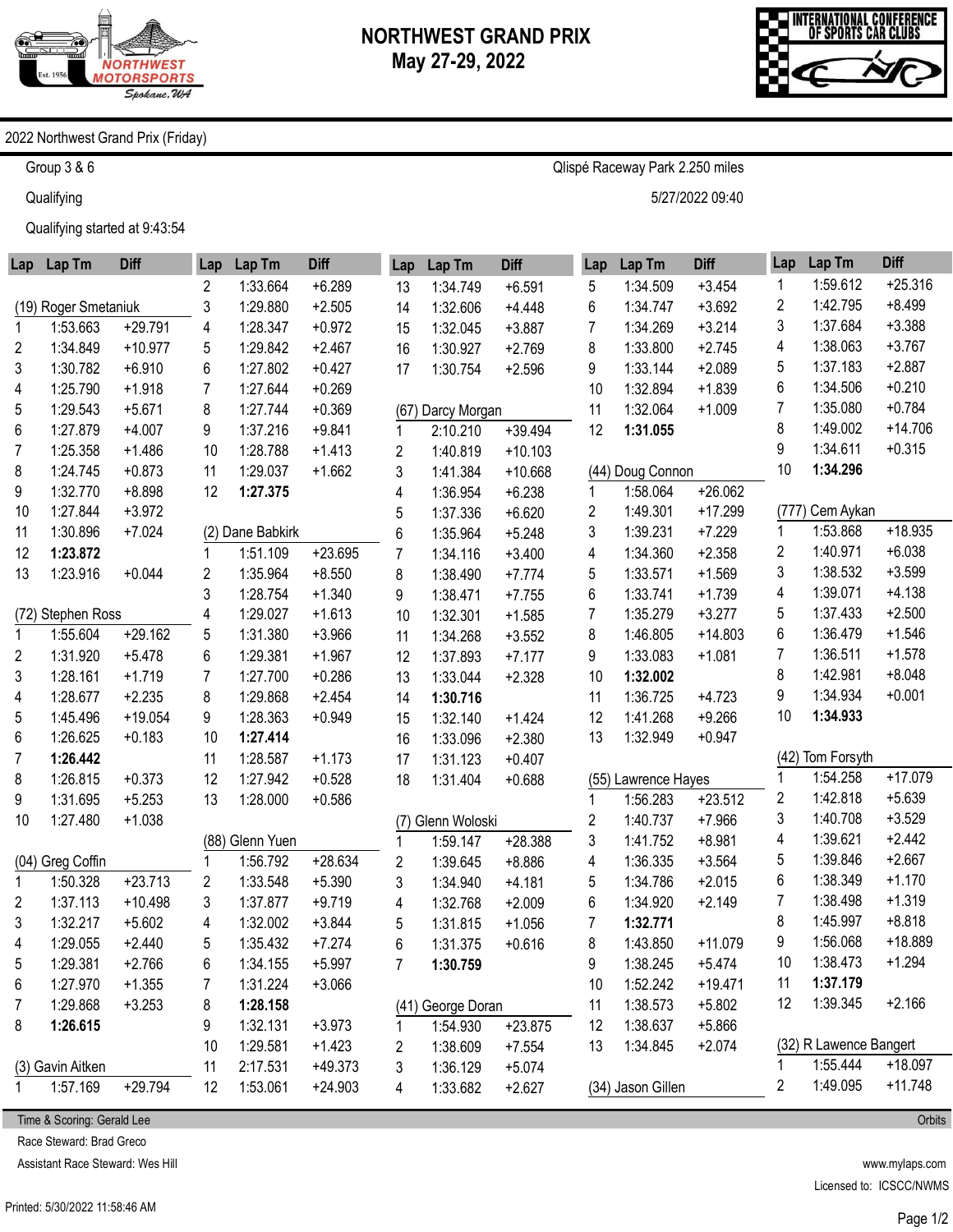# NORTHWEST GRAND PRIX
## May 27-29, 2022

2022 Northwest Grand Prix (Friday)

Group 3 & 6 — Qlispé Raceway Park 2.250 miles

Qualifying — 5/27/2022 09:40

Qualifying started at 9:43:54

### (19) Roger Smetaniuk

| Lap | Lap Tm | Diff |
|---|---|---|
| 1 | 1:53.663 | +29.791 |
| 2 | 1:34.849 | +10.977 |
| 3 | 1:30.782 | +6.910 |
| 4 | 1:25.790 | +1.918 |
| 5 | 1:29.543 | +5.671 |
| 6 | 1:27.879 | +4.007 |
| 7 | 1:25.358 | +1.486 |
| 8 | 1:24.745 | +0.873 |
| 9 | 1:32.770 | +8.898 |
| 10 | 1:27.844 | +3.972 |
| 11 | 1:30.896 | +7.024 |
| 12 | **1:23.872** | |
| 13 | 1:23.916 | +0.044 |

### (72) Stephen Ross

| Lap | Lap Tm | Diff |
|---|---|---|
| 1 | 1:55.604 | +29.162 |
| 2 | 1:31.920 | +5.478 |
| 3 | 1:28.161 | +1.719 |
| 4 | 1:28.677 | +2.235 |
| 5 | 1:45.496 | +19.054 |
| 6 | 1:26.625 | +0.183 |
| 7 | **1:26.442** | |
| 8 | 1:26.815 | +0.373 |
| 9 | 1:31.695 | +5.253 |
| 10 | 1:27.480 | +1.038 |

### (04) Greg Coffin

| Lap | Lap Tm | Diff |
|---|---|---|
| 1 | 1:50.328 | +23.713 |
| 2 | 1:37.113 | +10.498 |
| 3 | 1:32.217 | +5.602 |
| 4 | 1:29.055 | +2.440 |
| 5 | 1:29.381 | +2.766 |
| 6 | 1:27.970 | +1.355 |
| 7 | 1:29.868 | +3.253 |
| 8 | **1:26.615** | |

### (3) Gavin Aitken

| Lap | Lap Tm | Diff |
|---|---|---|
| 1 | 1:57.169 | +29.794 |
| 2 | 1:33.664 | +6.289 |
| 3 | 1:29.880 | +2.505 |
| 4 | 1:28.347 | +0.972 |
| 5 | 1:29.842 | +2.467 |
| 6 | 1:27.802 | +0.427 |
| 7 | 1:27.644 | +0.269 |
| 8 | 1:27.744 | +0.369 |
| 9 | 1:37.216 | +9.841 |
| 10 | 1:28.788 | +1.413 |
| 11 | 1:29.037 | +1.662 |
| 12 | **1:27.375** | |

### (2) Dane Babkirk

| Lap | Lap Tm | Diff |
|---|---|---|
| 1 | 1:51.109 | +23.695 |
| 2 | 1:35.964 | +8.550 |
| 3 | 1:28.754 | +1.340 |
| 4 | 1:29.027 | +1.613 |
| 5 | 1:31.380 | +3.966 |
| 6 | 1:29.381 | +1.967 |
| 7 | 1:27.700 | +0.286 |
| 8 | 1:29.868 | +2.454 |
| 9 | 1:28.363 | +0.949 |
| 10 | **1:27.414** | |
| 11 | 1:28.587 | +1.173 |
| 12 | 1:27.942 | +0.528 |
| 13 | 1:28.000 | +0.586 |

### (88) Glenn Yuen

| Lap | Lap Tm | Diff |
|---|---|---|
| 1 | 1:56.792 | +28.634 |
| 2 | 1:33.548 | +5.390 |
| 3 | 1:37.877 | +9.719 |
| 4 | 1:32.002 | +3.844 |
| 5 | 1:35.432 | +7.274 |
| 6 | 1:34.155 | +5.997 |
| 7 | 1:31.224 | +3.066 |
| 8 | **1:28.158** | |
| 9 | 1:32.131 | +3.973 |
| 10 | 1:29.581 | +1.423 |
| 11 | 2:17.531 | +49.373 |
| 12 | 1:53.061 | +24.903 |
| 13 | 1:34.749 | +6.591 |
| 14 | 1:32.606 | +4.448 |
| 15 | 1:32.045 | +3.887 |
| 16 | 1:30.927 | +2.769 |
| 17 | 1:30.754 | +2.596 |

### (67) Darcy Morgan

| Lap | Lap Tm | Diff |
|---|---|---|
| 1 | 2:10.210 | +39.494 |
| 2 | 1:40.819 | +10.103 |
| 3 | 1:41.384 | +10.668 |
| 4 | 1:36.954 | +6.238 |
| 5 | 1:37.336 | +6.620 |
| 6 | 1:35.964 | +5.248 |
| 7 | 1:34.116 | +3.400 |
| 8 | 1:38.490 | +7.774 |
| 9 | 1:38.471 | +7.755 |
| 10 | 1:32.301 | +1.585 |
| 11 | 1:34.268 | +3.552 |
| 12 | 1:37.893 | +7.177 |
| 13 | 1:33.044 | +2.328 |
| 14 | **1:30.716** | |
| 15 | 1:32.140 | +1.424 |
| 16 | 1:33.096 | +2.380 |
| 17 | 1:31.123 | +0.407 |
| 18 | 1:31.404 | +0.688 |

### (7) Glenn Woloski

| Lap | Lap Tm | Diff |
|---|---|---|
| 1 | 1:59.147 | +28.388 |
| 2 | 1:39.645 | +8.886 |
| 3 | 1:34.940 | +4.181 |
| 4 | 1:32.768 | +2.009 |
| 5 | 1:31.815 | +1.056 |
| 6 | 1:31.375 | +0.616 |
| 7 | **1:30.759** | |

### (41) George Doran

| Lap | Lap Tm | Diff |
|---|---|---|
| 1 | 1:54.930 | +23.875 |
| 2 | 1:38.609 | +7.554 |
| 3 | 1:36.129 | +5.074 |
| 4 | 1:33.682 | +2.627 |
| 5 | 1:34.509 | +3.454 |
| 6 | 1:34.747 | +3.692 |
| 7 | 1:34.269 | +3.214 |
| 8 | 1:33.800 | +2.745 |
| 9 | 1:33.144 | +2.089 |
| 10 | 1:32.894 | +1.839 |
| 11 | 1:32.064 | +1.009 |
| 12 | **1:31.055** | |

### (44) Doug Connon

| Lap | Lap Tm | Diff |
|---|---|---|
| 1 | 1:58.064 | +26.062 |
| 2 | 1:49.301 | +17.299 |
| 3 | 1:39.231 | +7.229 |
| 4 | 1:34.360 | +2.358 |
| 5 | 1:33.571 | +1.569 |
| 6 | 1:33.741 | +1.739 |
| 7 | 1:35.279 | +3.277 |
| 8 | 1:46.805 | +14.803 |
| 9 | 1:33.083 | +1.081 |
| 10 | **1:32.002** | |
| 11 | 1:36.725 | +4.723 |
| 12 | 1:41.268 | +9.266 |
| 13 | 1:32.949 | +0.947 |

### (55) Lawrence Hayes

| Lap | Lap Tm | Diff |
|---|---|---|
| 1 | 1:56.283 | +23.512 |
| 2 | 1:40.737 | +7.966 |
| 3 | 1:41.752 | +8.981 |
| 4 | 1:36.335 | +3.564 |
| 5 | 1:34.786 | +2.015 |
| 6 | 1:34.920 | +2.149 |
| 7 | **1:32.771** | |
| 8 | 1:43.850 | +11.079 |
| 9 | 1:38.245 | +5.474 |
| 10 | 1:52.242 | +19.471 |
| 11 | 1:38.573 | +5.802 |
| 12 | 1:38.637 | +5.866 |
| 13 | 1:34.845 | +2.074 |

### (34) Jason Gillen

| Lap | Lap Tm | Diff |
|---|---|---|
| 1 | 1:59.612 | +25.316 |
| 2 | 1:42.795 | +8.499 |
| 3 | 1:37.684 | +3.388 |
| 4 | 1:38.063 | +3.767 |
| 5 | 1:37.183 | +2.887 |
| 6 | 1:34.506 | +0.210 |
| 7 | 1:35.080 | +0.784 |
| 8 | 1:49.002 | +14.706 |
| 9 | 1:34.611 | +0.315 |
| 10 | **1:34.296** | |

### (777) Cem Aykan

| Lap | Lap Tm | Diff |
|---|---|---|
| 1 | 1:53.868 | +18.935 |
| 2 | 1:40.971 | +6.038 |
| 3 | 1:38.532 | +3.599 |
| 4 | 1:39.071 | +4.138 |
| 5 | 1:37.433 | +2.500 |
| 6 | 1:36.479 | +1.546 |
| 7 | 1:36.511 | +1.578 |
| 8 | 1:42.981 | +8.048 |
| 9 | 1:34.934 | +0.001 |
| 10 | **1:34.933** | |

### (42) Tom Forsyth

| Lap | Lap Tm | Diff |
|---|---|---|
| 1 | 1:54.258 | +17.079 |
| 2 | 1:42.818 | +5.639 |
| 3 | 1:40.708 | +3.529 |
| 4 | 1:39.621 | +2.442 |
| 5 | 1:39.846 | +2.667 |
| 6 | 1:38.349 | +1.170 |
| 7 | 1:38.498 | +1.319 |
| 8 | 1:45.997 | +8.818 |
| 9 | 1:56.068 | +18.889 |
| 10 | 1:38.473 | +1.294 |
| 11 | **1:37.179** | |
| 12 | 1:39.345 | +2.166 |

### (32) R Lawence Bangert

| Lap | Lap Tm | Diff |
|---|---|---|
| 1 | 1:55.444 | +18.097 |
| 2 | 1:49.095 | +11.748 |

Time & Scoring: Gerald Lee — Orbits

Race Steward: Brad Greco

Assistant Race Steward: Wes Hill

www.mylaps.com

Licensed to: ICSCC/NWMS

Printed: 5/30/2022 11:58:46 AM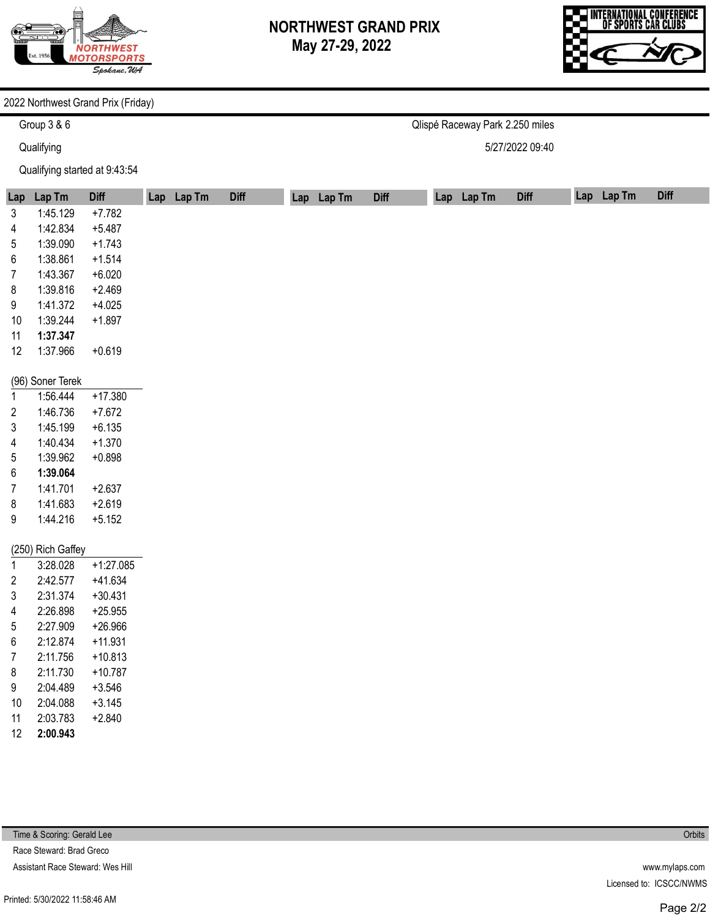# NORTHWEST GRAND PRIX
## May 27-29, 2022

2022 Northwest Grand Prix (Friday)

Group 3 & 6 — Qlispé Raceway Park 2.250 miles

Qualifying — 5/27/2022 09:40

Qualifying started at 9:43:54

| Lap | Lap Tm | Diff |
|---|---|---|
| 3 | 1:45.129 | +7.782 |
| 4 | 1:42.834 | +5.487 |
| 5 | 1:39.090 | +1.743 |
| 6 | 1:38.861 | +1.514 |
| 7 | 1:43.367 | +6.020 |
| 8 | 1:39.816 | +2.469 |
| 9 | 1:41.372 | +4.025 |
| 10 | 1:39.244 | +1.897 |
| 11 | **1:37.347** | |
| 12 | 1:37.966 | +0.619 |

(96) Soner Terek

| Lap | Lap Tm | Diff |
|---|---|---|
| 1 | 1:56.444 | +17.380 |
| 2 | 1:46.736 | +7.672 |
| 3 | 1:45.199 | +6.135 |
| 4 | 1:40.434 | +1.370 |
| 5 | 1:39.962 | +0.898 |
| 6 | **1:39.064** | |
| 7 | 1:41.701 | +2.637 |
| 8 | 1:41.683 | +2.619 |
| 9 | 1:44.216 | +5.152 |

(250) Rich Gaffey

| Lap | Lap Tm | Diff |
|---|---|---|
| 1 | 3:28.028 | +1:27.085 |
| 2 | 2:42.577 | +41.634 |
| 3 | 2:31.374 | +30.431 |
| 4 | 2:26.898 | +25.955 |
| 5 | 2:27.909 | +26.966 |
| 6 | 2:12.874 | +11.931 |
| 7 | 2:11.756 | +10.813 |
| 8 | 2:11.730 | +10.787 |
| 9 | 2:04.489 | +3.546 |
| 10 | 2:04.088 | +3.145 |
| 11 | 2:03.783 | +2.840 |
| 12 | **2:00.943** | |

Time & Scoring: Gerald Lee — Orbits

Race Steward: Brad Greco

Assistant Race Steward: Wes Hill — www.mylaps.com

Licensed to: ICSCC/NWMS

Printed: 5/30/2022 11:58:46 AM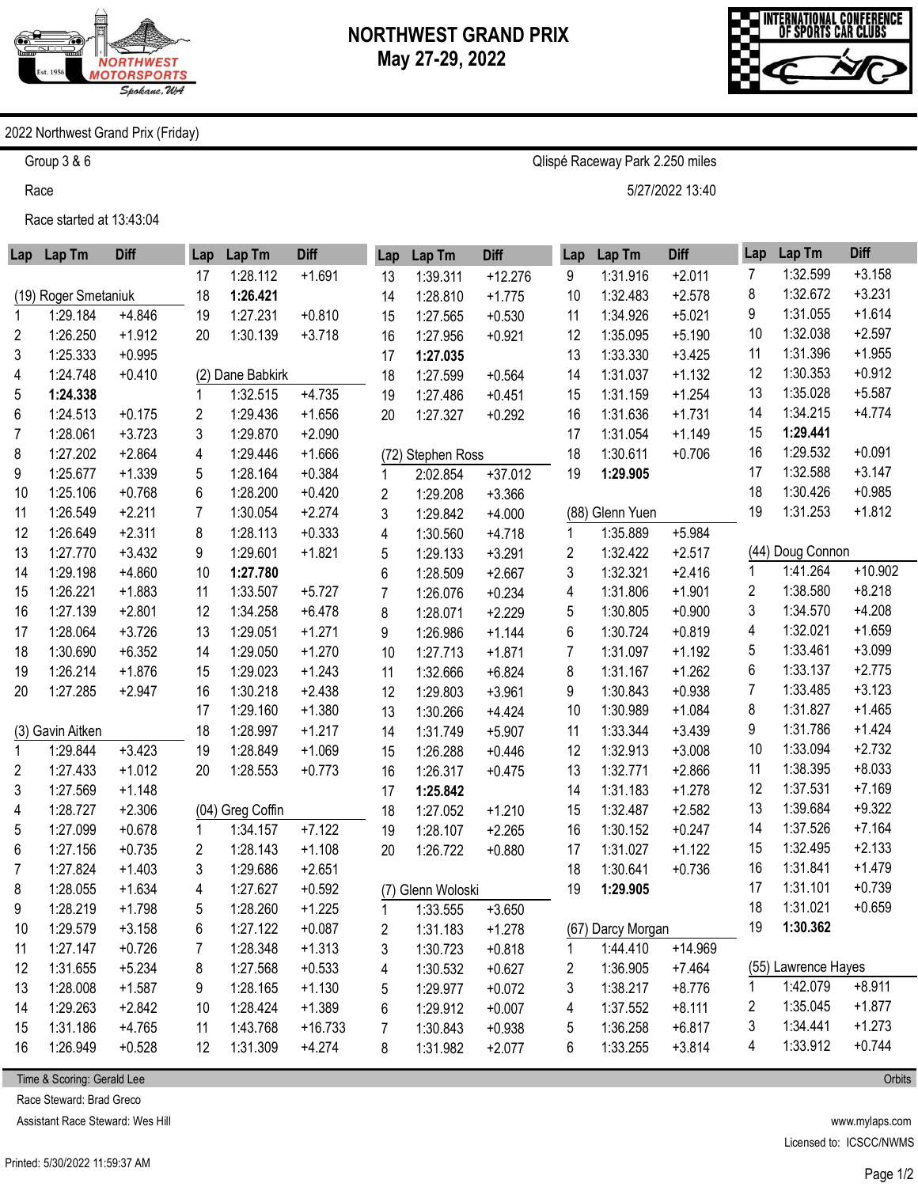# NORTHWEST GRAND PRIX
## May 27-29, 2022

2022 Northwest Grand Prix (Friday)

Group 3 & 6 — Qlispé Raceway Park 2.250 miles

Race — 5/27/2022 13:40

Race started at 13:43:04

### (19) Roger Smetaniuk

| Lap | Lap Tm | Diff |
|---|---|---|
| 1 | 1:29.184 | +4.846 |
| 2 | 1:26.250 | +1.912 |
| 3 | 1:25.333 | +0.995 |
| 4 | 1:24.748 | +0.410 |
| 5 | **1:24.338** | |
| 6 | 1:24.513 | +0.175 |
| 7 | 1:28.061 | +3.723 |
| 8 | 1:27.202 | +2.864 |
| 9 | 1:25.677 | +1.339 |
| 10 | 1:25.106 | +0.768 |
| 11 | 1:26.549 | +2.211 |
| 12 | 1:26.649 | +2.311 |
| 13 | 1:27.770 | +3.432 |
| 14 | 1:29.198 | +4.860 |
| 15 | 1:26.221 | +1.883 |
| 16 | 1:27.139 | +2.801 |
| 17 | 1:28.064 | +3.726 |
| 18 | 1:30.690 | +6.352 |
| 19 | 1:26.214 | +1.876 |
| 20 | 1:27.285 | +2.947 |

### (3) Gavin Aitken

| Lap | Lap Tm | Diff |
|---|---|---|
| 1 | 1:29.844 | +3.423 |
| 2 | 1:27.433 | +1.012 |
| 3 | 1:27.569 | +1.148 |
| 4 | 1:28.727 | +2.306 |
| 5 | 1:27.099 | +0.678 |
| 6 | 1:27.156 | +0.735 |
| 7 | 1:27.824 | +1.403 |
| 8 | 1:28.055 | +1.634 |
| 9 | 1:28.219 | +1.798 |
| 10 | 1:29.579 | +3.158 |
| 11 | 1:27.147 | +0.726 |
| 12 | 1:31.655 | +5.234 |
| 13 | 1:28.008 | +1.587 |
| 14 | 1:29.263 | +2.842 |
| 15 | 1:31.186 | +4.765 |
| 16 | 1:26.949 | +0.528 |
| 17 | 1:28.112 | +1.691 |
| 18 | **1:26.421** | |
| 19 | 1:27.231 | +0.810 |
| 20 | 1:30.139 | +3.718 |

### (2) Dane Babkirk

| Lap | Lap Tm | Diff |
|---|---|---|
| 1 | 1:32.515 | +4.735 |
| 2 | 1:29.436 | +1.656 |
| 3 | 1:29.870 | +2.090 |
| 4 | 1:29.446 | +1.666 |
| 5 | 1:28.164 | +0.384 |
| 6 | 1:28.200 | +0.420 |
| 7 | 1:30.054 | +2.274 |
| 8 | 1:28.113 | +0.333 |
| 9 | 1:29.601 | +1.821 |
| 10 | **1:27.780** | |
| 11 | 1:33.507 | +5.727 |
| 12 | 1:34.258 | +6.478 |
| 13 | 1:29.051 | +1.271 |
| 14 | 1:29.050 | +1.270 |
| 15 | 1:29.023 | +1.243 |
| 16 | 1:30.218 | +2.438 |
| 17 | 1:29.160 | +1.380 |
| 18 | 1:28.997 | +1.217 |
| 19 | 1:28.849 | +1.069 |
| 20 | 1:28.553 | +0.773 |

### (04) Greg Coffin

| Lap | Lap Tm | Diff |
|---|---|---|
| 1 | 1:34.157 | +7.122 |
| 2 | 1:28.143 | +1.108 |
| 3 | 1:29.686 | +2.651 |
| 4 | 1:27.627 | +0.592 |
| 5 | 1:28.260 | +1.225 |
| 6 | 1:27.122 | +0.087 |
| 7 | 1:28.348 | +1.313 |
| 8 | 1:27.568 | +0.533 |
| 9 | 1:28.165 | +1.130 |
| 10 | 1:28.424 | +1.389 |
| 11 | 1:43.768 | +16.733 |
| 12 | 1:31.309 | +4.274 |
| 13 | 1:39.311 | +12.276 |
| 14 | 1:28.810 | +1.775 |
| 15 | 1:27.565 | +0.530 |
| 16 | 1:27.956 | +0.921 |
| 17 | **1:27.035** | |
| 18 | 1:27.599 | +0.564 |
| 19 | 1:27.486 | +0.451 |
| 20 | 1:27.327 | +0.292 |

### (72) Stephen Ross

| Lap | Lap Tm | Diff |
|---|---|---|
| 1 | 2:02.854 | +37.012 |
| 2 | 1:29.208 | +3.366 |
| 3 | 1:29.842 | +4.000 |
| 4 | 1:30.560 | +4.718 |
| 5 | 1:29.133 | +3.291 |
| 6 | 1:28.509 | +2.667 |
| 7 | 1:26.076 | +0.234 |
| 8 | 1:28.071 | +2.229 |
| 9 | 1:26.986 | +1.144 |
| 10 | 1:27.713 | +1.871 |
| 11 | 1:32.666 | +6.824 |
| 12 | 1:29.803 | +3.961 |
| 13 | 1:30.266 | +4.424 |
| 14 | 1:31.749 | +5.907 |
| 15 | 1:26.288 | +0.446 |
| 16 | 1:26.317 | +0.475 |
| 17 | **1:25.842** | |
| 18 | 1:27.052 | +1.210 |
| 19 | 1:28.107 | +2.265 |
| 20 | 1:26.722 | +0.880 |

### (7) Glenn Woloski

| Lap | Lap Tm | Diff |
|---|---|---|
| 1 | 1:33.555 | +3.650 |
| 2 | 1:31.183 | +1.278 |
| 3 | 1:30.723 | +0.818 |
| 4 | 1:30.532 | +0.627 |
| 5 | 1:29.977 | +0.072 |
| 6 | 1:29.912 | +0.007 |
| 7 | 1:30.843 | +0.938 |
| 8 | 1:31.982 | +2.077 |
| 9 | 1:31.916 | +2.011 |
| 10 | 1:32.483 | +2.578 |
| 11 | 1:34.926 | +5.021 |
| 12 | 1:35.095 | +5.190 |
| 13 | 1:33.330 | +3.425 |
| 14 | 1:31.037 | +1.132 |
| 15 | 1:31.159 | +1.254 |
| 16 | 1:31.636 | +1.731 |
| 17 | 1:31.054 | +1.149 |
| 18 | 1:30.611 | +0.706 |
| 19 | **1:29.905** | |

### (88) Glenn Yuen

| Lap | Lap Tm | Diff |
|---|---|---|
| 1 | 1:35.889 | +5.984 |
| 2 | 1:32.422 | +2.517 |
| 3 | 1:32.321 | +2.416 |
| 4 | 1:31.806 | +1.901 |
| 5 | 1:30.805 | +0.900 |
| 6 | 1:30.724 | +0.819 |
| 7 | 1:31.097 | +1.192 |
| 8 | 1:31.167 | +1.262 |
| 9 | 1:30.843 | +0.938 |
| 10 | 1:30.989 | +1.084 |
| 11 | 1:33.344 | +3.439 |
| 12 | 1:32.913 | +3.008 |
| 13 | 1:32.771 | +2.866 |
| 14 | 1:31.183 | +1.278 |
| 15 | 1:32.487 | +2.582 |
| 16 | 1:30.152 | +0.247 |
| 17 | 1:31.027 | +1.122 |
| 18 | 1:30.641 | +0.736 |
| 19 | **1:29.905** | |

### (67) Darcy Morgan

| Lap | Lap Tm | Diff |
|---|---|---|
| 1 | 1:44.410 | +14.969 |
| 2 | 1:36.905 | +7.464 |
| 3 | 1:38.217 | +8.776 |
| 4 | 1:37.552 | +8.111 |
| 5 | 1:36.258 | +6.817 |
| 6 | 1:33.255 | +3.814 |
| 7 | 1:32.599 | +3.158 |
| 8 | 1:32.672 | +3.231 |
| 9 | 1:31.055 | +1.614 |
| 10 | 1:32.038 | +2.597 |
| 11 | 1:31.396 | +1.955 |
| 12 | 1:30.353 | +0.912 |
| 13 | 1:35.028 | +5.587 |
| 14 | 1:34.215 | +4.774 |
| 15 | **1:29.441** | |
| 16 | 1:29.532 | +0.091 |
| 17 | 1:32.588 | +3.147 |
| 18 | 1:30.426 | +0.985 |
| 19 | 1:31.253 | +1.812 |

### (44) Doug Connon

| Lap | Lap Tm | Diff |
|---|---|---|
| 1 | 1:41.264 | +10.902 |
| 2 | 1:38.580 | +8.218 |
| 3 | 1:34.570 | +4.208 |
| 4 | 1:32.021 | +1.659 |
| 5 | 1:33.461 | +3.099 |
| 6 | 1:33.137 | +2.775 |
| 7 | 1:33.485 | +3.123 |
| 8 | 1:31.827 | +1.465 |
| 9 | 1:31.786 | +1.424 |
| 10 | 1:33.094 | +2.732 |
| 11 | 1:38.395 | +8.033 |
| 12 | 1:37.531 | +7.169 |
| 13 | 1:39.684 | +9.322 |
| 14 | 1:37.526 | +7.164 |
| 15 | 1:32.495 | +2.133 |
| 16 | 1:31.841 | +1.479 |
| 17 | 1:31.101 | +0.739 |
| 18 | 1:31.021 | +0.659 |
| 19 | **1:30.362** | |

### (55) Lawrence Hayes

| Lap | Lap Tm | Diff |
|---|---|---|
| 1 | 1:42.079 | +8.911 |
| 2 | 1:35.045 | +1.877 |
| 3 | 1:34.441 | +1.273 |
| 4 | 1:33.912 | +0.744 |

Time & Scoring: Gerald Lee — Orbits

Race Steward: Brad Greco

Assistant Race Steward: Wes Hill

www.mylaps.com

Licensed to: ICSCC/NWMS

Printed: 5/30/2022 11:59:37 AM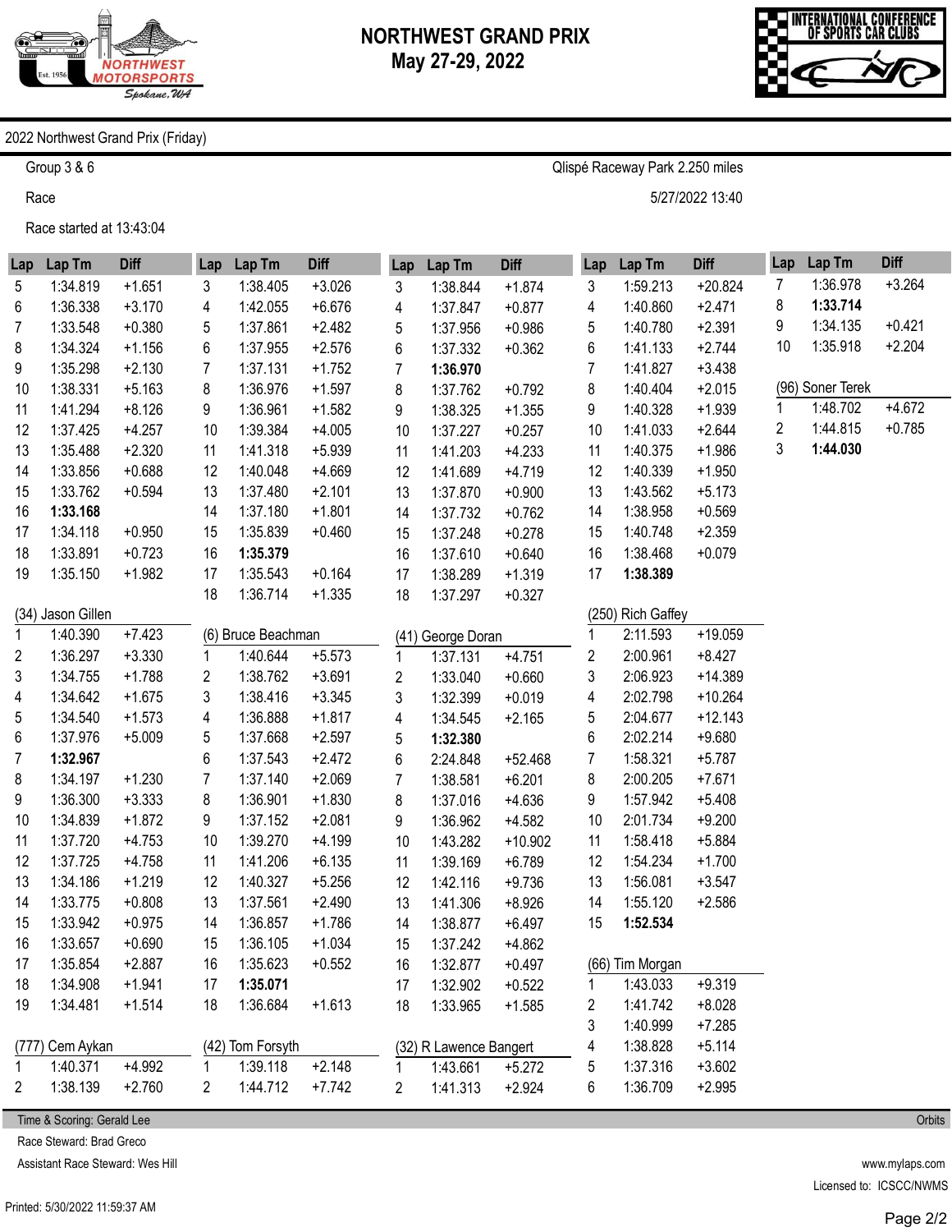# NORTHWEST GRAND PRIX
## May 27-29, 2022

INTERNATIONAL CONFERENCE OF SPORTS CAR CLUBS

2022 Northwest Grand Prix (Friday)

Group 3 & 6 — Qlispé Raceway Park 2.250 miles

Race — 5/27/2022 13:40

Race started at 13:43:04

### (continued)

| Lap | Lap Tm | Diff |
|---|---|---|
| 5 | 1:34.819 | +1.651 |
| 6 | 1:36.338 | +3.170 |
| 7 | 1:33.548 | +0.380 |
| 8 | 1:34.324 | +1.156 |
| 9 | 1:35.298 | +2.130 |
| 10 | 1:38.331 | +5.163 |
| 11 | 1:41.294 | +8.126 |
| 12 | 1:37.425 | +4.257 |
| 13 | 1:35.488 | +2.320 |
| 14 | 1:33.856 | +0.688 |
| 15 | 1:33.762 | +0.594 |
| 16 | **1:33.168** | |
| 17 | 1:34.118 | +0.950 |
| 18 | 1:33.891 | +0.723 |
| 19 | 1:35.150 | +1.982 |

### (34) Jason Gillen

| Lap | Lap Tm | Diff |
|---|---|---|
| 1 | 1:40.390 | +7.423 |
| 2 | 1:36.297 | +3.330 |
| 3 | 1:34.755 | +1.788 |
| 4 | 1:34.642 | +1.675 |
| 5 | 1:34.540 | +1.573 |
| 6 | 1:37.976 | +5.009 |
| 7 | **1:32.967** | |
| 8 | 1:34.197 | +1.230 |
| 9 | 1:36.300 | +3.333 |
| 10 | 1:34.839 | +1.872 |
| 11 | 1:37.720 | +4.753 |
| 12 | 1:37.725 | +4.758 |
| 13 | 1:34.186 | +1.219 |
| 14 | 1:33.775 | +0.808 |
| 15 | 1:33.942 | +0.975 |
| 16 | 1:33.657 | +0.690 |
| 17 | 1:35.854 | +2.887 |
| 18 | 1:34.908 | +1.941 |
| 19 | 1:34.481 | +1.514 |

### (777) Cem Aykan

| Lap | Lap Tm | Diff |
|---|---|---|
| 1 | 1:40.371 | +4.992 |
| 2 | 1:38.139 | +2.760 |
| 3 | 1:38.405 | +3.026 |
| 4 | 1:42.055 | +6.676 |
| 5 | 1:37.861 | +2.482 |
| 6 | 1:37.955 | +2.576 |
| 7 | 1:37.131 | +1.752 |
| 8 | 1:36.976 | +1.597 |
| 9 | 1:36.961 | +1.582 |
| 10 | 1:39.384 | +4.005 |
| 11 | 1:41.318 | +5.939 |
| 12 | 1:40.048 | +4.669 |
| 13 | 1:37.480 | +2.101 |
| 14 | 1:37.180 | +1.801 |
| 15 | 1:35.839 | +0.460 |
| 16 | **1:35.379** | |
| 17 | 1:35.543 | +0.164 |
| 18 | 1:36.714 | +1.335 |

### (6) Bruce Beachman

| Lap | Lap Tm | Diff |
|---|---|---|
| 1 | 1:40.644 | +5.573 |
| 2 | 1:38.762 | +3.691 |
| 3 | 1:38.416 | +3.345 |
| 4 | 1:36.888 | +1.817 |
| 5 | 1:37.668 | +2.597 |
| 6 | 1:37.543 | +2.472 |
| 7 | 1:37.140 | +2.069 |
| 8 | 1:36.901 | +1.830 |
| 9 | 1:37.152 | +2.081 |
| 10 | 1:39.270 | +4.199 |
| 11 | 1:41.206 | +6.135 |
| 12 | 1:40.327 | +5.256 |
| 13 | 1:37.561 | +2.490 |
| 14 | 1:36.857 | +1.786 |
| 15 | 1:36.105 | +1.034 |
| 16 | 1:35.623 | +0.552 |
| 17 | **1:35.071** | |
| 18 | 1:36.684 | +1.613 |

### (42) Tom Forsyth

| Lap | Lap Tm | Diff |
|---|---|---|
| 1 | 1:39.118 | +2.148 |
| 2 | 1:44.712 | +7.742 |
| 3 | 1:38.844 | +1.874 |
| 4 | 1:37.847 | +0.877 |
| 5 | 1:37.956 | +0.986 |
| 6 | 1:37.332 | +0.362 |
| 7 | **1:36.970** | |
| 8 | 1:37.762 | +0.792 |
| 9 | 1:38.325 | +1.355 |
| 10 | 1:37.227 | +0.257 |
| 11 | 1:41.203 | +4.233 |
| 12 | 1:41.689 | +4.719 |
| 13 | 1:37.870 | +0.900 |
| 14 | 1:37.732 | +0.762 |
| 15 | 1:37.248 | +0.278 |
| 16 | 1:37.610 | +0.640 |
| 17 | 1:38.289 | +1.319 |
| 18 | 1:37.297 | +0.327 |

### (41) George Doran

| Lap | Lap Tm | Diff |
|---|---|---|
| 1 | 1:37.131 | +4.751 |
| 2 | 1:33.040 | +0.660 |
| 3 | 1:32.399 | +0.019 |
| 4 | 1:34.545 | +2.165 |
| 5 | **1:32.380** | |
| 6 | 2:24.848 | +52.468 |
| 7 | 1:38.581 | +6.201 |
| 8 | 1:37.016 | +4.636 |
| 9 | 1:36.962 | +4.582 |
| 10 | 1:43.282 | +10.902 |
| 11 | 1:39.169 | +6.789 |
| 12 | 1:42.116 | +9.736 |
| 13 | 1:41.306 | +8.926 |
| 14 | 1:38.877 | +6.497 |
| 15 | 1:37.242 | +4.862 |
| 16 | 1:32.877 | +0.497 |
| 17 | 1:32.902 | +0.522 |
| 18 | 1:33.965 | +1.585 |

### (32) R Lawence Bangert

| Lap | Lap Tm | Diff |
|---|---|---|
| 1 | 1:43.661 | +5.272 |
| 2 | 1:41.313 | +2.924 |
| 3 | 1:59.213 | +20.824 |
| 4 | 1:40.860 | +2.471 |
| 5 | 1:40.780 | +2.391 |
| 6 | 1:41.133 | +2.744 |
| 7 | 1:41.827 | +3.438 |
| 8 | 1:40.404 | +2.015 |
| 9 | 1:40.328 | +1.939 |
| 10 | 1:41.033 | +2.644 |
| 11 | 1:40.375 | +1.986 |
| 12 | 1:40.339 | +1.950 |
| 13 | 1:43.562 | +5.173 |
| 14 | 1:38.958 | +0.569 |
| 15 | 1:40.748 | +2.359 |
| 16 | 1:38.468 | +0.079 |
| 17 | **1:38.389** | |

### (250) Rich Gaffey

| Lap | Lap Tm | Diff |
|---|---|---|
| 1 | 2:11.593 | +19.059 |
| 2 | 2:00.961 | +8.427 |
| 3 | 2:06.923 | +14.389 |
| 4 | 2:02.798 | +10.264 |
| 5 | 2:04.677 | +12.143 |
| 6 | 2:02.214 | +9.680 |
| 7 | 1:58.321 | +5.787 |
| 8 | 2:00.205 | +7.671 |
| 9 | 1:57.942 | +5.408 |
| 10 | 2:01.734 | +9.200 |
| 11 | 1:58.418 | +5.884 |
| 12 | 1:54.234 | +1.700 |
| 13 | 1:56.081 | +3.547 |
| 14 | 1:55.120 | +2.586 |
| 15 | **1:52.534** | |

### (66) Tim Morgan

| Lap | Lap Tm | Diff |
|---|---|---|
| 1 | 1:43.033 | +9.319 |
| 2 | 1:41.742 | +8.028 |
| 3 | 1:40.999 | +7.285 |
| 4 | 1:38.828 | +5.114 |
| 5 | 1:37.316 | +3.602 |
| 6 | 1:36.709 | +2.995 |
| 7 | 1:36.978 | +3.264 |
| 8 | **1:33.714** | |
| 9 | 1:34.135 | +0.421 |
| 10 | 1:35.918 | +2.204 |

### (96) Soner Terek

| Lap | Lap Tm | Diff |
|---|---|---|
| 1 | 1:48.702 | +4.672 |
| 2 | 1:44.815 | +0.785 |
| 3 | **1:44.030** | |

Time & Scoring: Gerald Lee

Race Steward: Brad Greco

Assistant Race Steward: Wes Hill

Orbits

www.mylaps.com

Licensed to: ICSCC/NWMS

Printed: 5/30/2022 11:59:37 AM